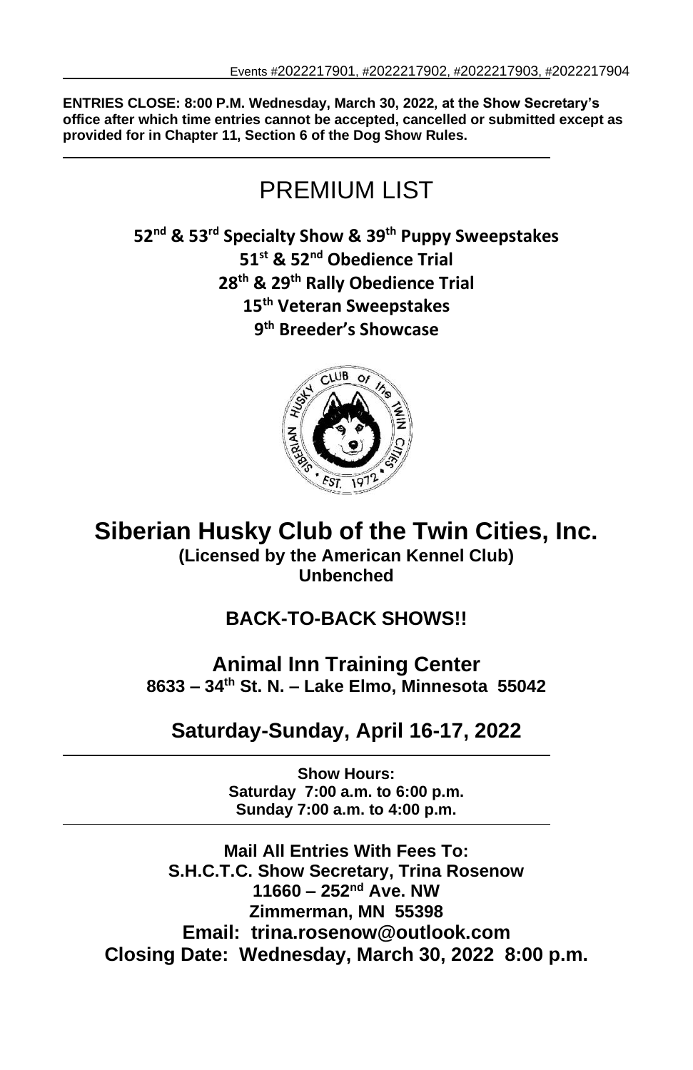Events #2022217901, #2022217902, #2022217903, #2022217904

**ENTRIES CLOSE: 8:00 P.M. Wednesday, March 30, 2022, at the Show Secretary's office after which time entries cannot be accepted, cancelled or submitted except as provided for in Chapter 11, Section 6 of the Dog Show Rules.**

# PREMIUM LIST

**52nd & 53rd Specialty Show & 39th Puppy Sweepstakes**
**51st & 52nd Obedience Trial**
**28th & 29th Rally Obedience Trial**
**15th Veteran Sweepstakes**
**9th Breeder's Showcase**

# Siberian Husky Club of the Twin Cities, Inc.

**(Licensed by the American Kennel Club)**
**Unbenched**

## BACK-TO-BACK SHOWS!!

## Animal Inn Training Center

**8633 – 34th St. N. – Lake Elmo, Minnesota 55042**

## Saturday-Sunday, April 16-17, 2022

**Show Hours:**
**Saturday 7:00 a.m. to 6:00 p.m.**
**Sunday 7:00 a.m. to 4:00 p.m.**

**Mail All Entries With Fees To:**
**S.H.C.T.C. Show Secretary, Trina Rosenow**
**11660 – 252nd Ave. NW**
**Zimmerman, MN 55398**
**Email: trina.rosenow@outlook.com**
**Closing Date: Wednesday, March 30, 2022 8:00 p.m.**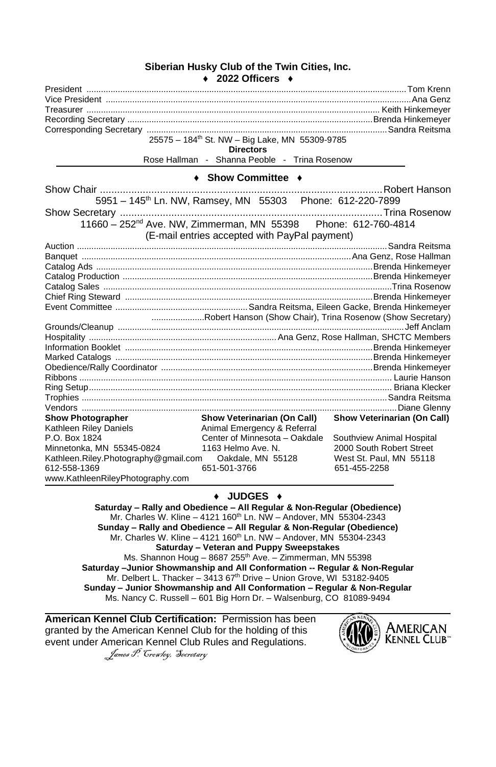## Siberian Husky Club of the Twin Cities, Inc.

### ♦ 2022 Officers ♦

President .................................................................. Tom Krenn
Vice President .................................................................. Ana Genz
Treasurer .................................................................. Keith Hinkemeyer
Recording Secretary .................................................................. Brenda Hinkemeyer
Corresponding Secretary .................................................................. Sandra Reitsma

25575 – 184th St. NW – Big Lake, MN 55309-9785

**Directors**

Rose Hallman - Shanna Peoble - Trina Rosenow

### ♦ Show Committee ♦

Show Chair .................................................................. Robert Hanson

5951 – 145th Ln. NW, Ramsey, MN 55303 Phone: 612-220-7899

Show Secretary .................................................................. Trina Rosenow

11660 – 252nd Ave. NW, Zimmerman, MN 55398 Phone: 612-760-4814

(E-mail entries accepted with PayPal payment)

Auction .................................................................. Sandra Reitsma
Banquet .................................................................. Ana Genz, Rose Hallman
Catalog Ads .................................................................. Brenda Hinkemeyer
Catalog Production .................................................................. Brenda Hinkemeyer
Catalog Sales .................................................................. Trina Rosenow
Chief Ring Steward .................................................................. Brenda Hinkemeyer
Event Committee .................................................................. Sandra Reitsma, Eileen Gacke, Brenda Hinkemeyer
......................Robert Hanson (Show Chair), Trina Rosenow (Show Secretary)
Grounds/Cleanup .................................................................. Jeff Anclam
Hospitality .................................................................. Ana Genz, Rose Hallman, SHCTC Members
Information Booklet .................................................................. Brenda Hinkemeyer
Marked Catalogs .................................................................. Brenda Hinkemeyer
Obedience/Rally Coordinator .................................................................. Brenda Hinkemeyer
Ribbons .................................................................. Laurie Hanson
Ring Setup .................................................................. Briana Klecker
Trophies .................................................................. Sandra Reitsma
Vendors .................................................................. Diane Glenny

| **Show Photographer** | **Show Veterinarian (On Call)** | **Show Veterinarian (On Call)** |
|---|---|---|
| Kathleen Riley Daniels | Animal Emergency & Referral | |
| P.O. Box 1824 | Center of Minnesota – Oakdale | Southview Animal Hospital |
| Minnetonka, MN 55345-0824 | 1163 Helmo Ave. N. | 2000 South Robert Street |
| Kathleen.Riley.Photography@gmail.com | Oakdale, MN 55128 | West St. Paul, MN 55118 |
| 612-558-1369 | 651-501-3766 | 651-455-2258 |
| www.KathleenRileyPhotography.com | | |

### ♦ JUDGES ♦

**Saturday – Rally and Obedience – All Regular & Non-Regular (Obedience)**
Mr. Charles W. Kline – 4121 160th Ln. NW – Andover, MN 55304-2343

**Sunday – Rally and Obedience – All Regular & Non-Regular (Obedience)**
Mr. Charles W. Kline – 4121 160th Ln. NW – Andover, MN 55304-2343

**Saturday – Veteran and Puppy Sweepstakes**
Ms. Shannon Houg – 8687 255th Ave. – Zimmerman, MN 55398

**Saturday –Junior Showmanship and All Conformation -- Regular & Non-Regular**
Mr. Delbert L. Thacker – 3413 67th Drive – Union Grove, WI 53182-9405

**Sunday – Junior Showmanship and All Conformation – Regular & Non-Regular**
Ms. Nancy C. Russell – 601 Big Horn Dr. – Walsenburg, CO 81089-9494

**American Kennel Club Certification:** Permission has been granted by the American Kennel Club for the holding of this event under American Kennel Club Rules and Regulations.

*James P. Crowley, Secretary*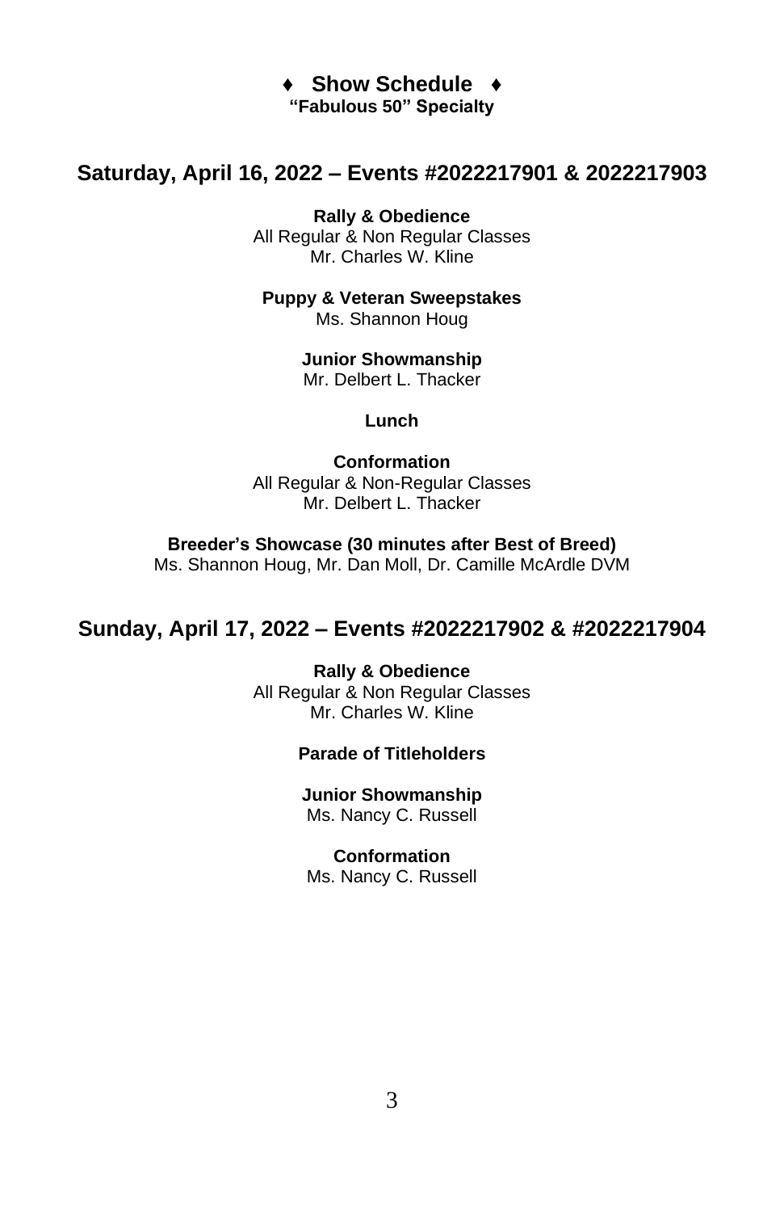# ♦ Show Schedule ♦

**"Fabulous 50" Specialty**

## Saturday, April 16, 2022 – Events #2022217901 & 2022217903

**Rally & Obedience**
All Regular & Non Regular Classes
Mr. Charles W. Kline

**Puppy & Veteran Sweepstakes**
Ms. Shannon Houg

**Junior Showmanship**
Mr. Delbert L. Thacker

**Lunch**

**Conformation**
All Regular & Non-Regular Classes
Mr. Delbert L. Thacker

**Breeder's Showcase (30 minutes after Best of Breed)**
Ms. Shannon Houg, Mr. Dan Moll, Dr. Camille McArdle DVM

## Sunday, April 17, 2022 – Events #2022217902 & #2022217904

**Rally & Obedience**
All Regular & Non Regular Classes
Mr. Charles W. Kline

**Parade of Titleholders**

**Junior Showmanship**
Ms. Nancy C. Russell

**Conformation**
Ms. Nancy C. Russell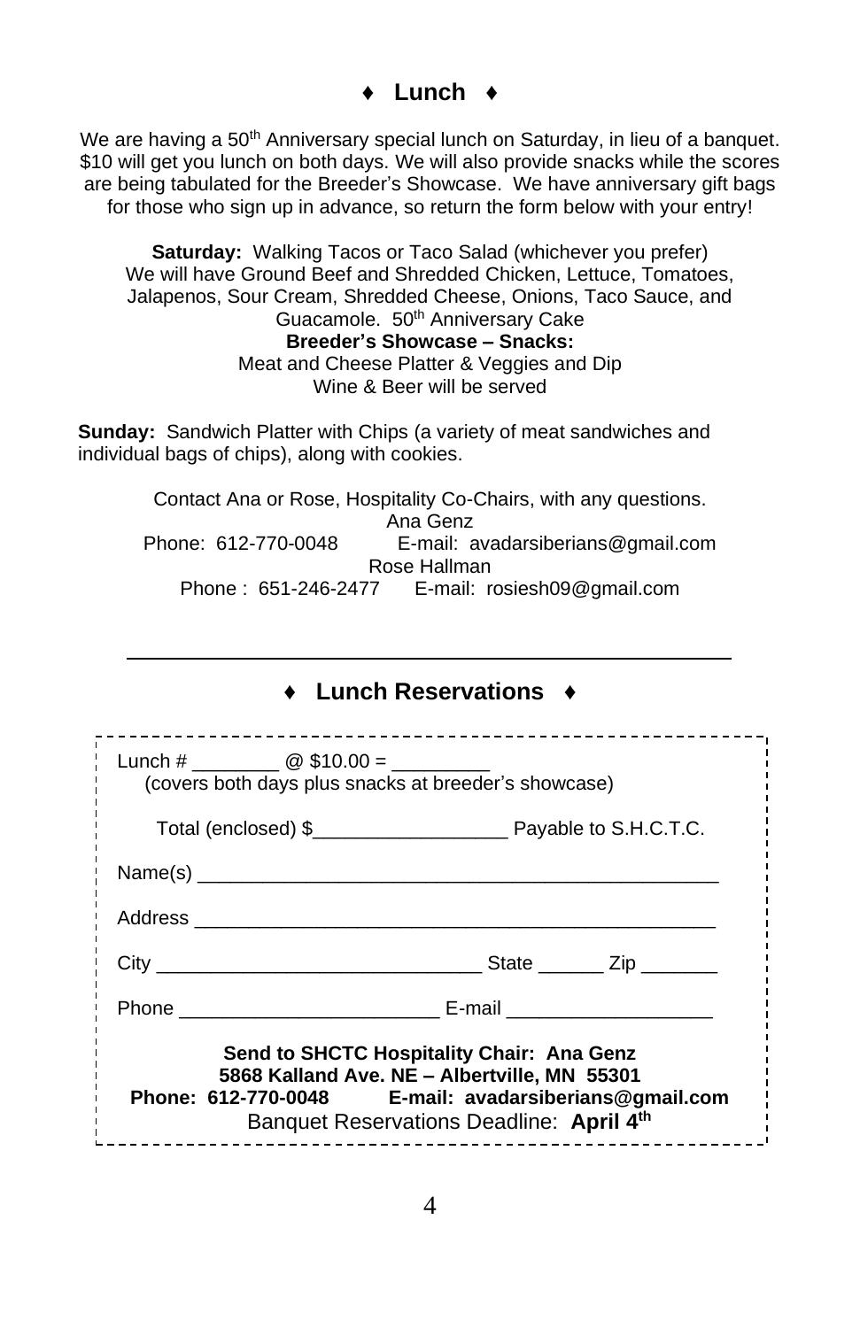## ♦ Lunch ♦

We are having a 50th Anniversary special lunch on Saturday, in lieu of a banquet. $10 will get you lunch on both days. We will also provide snacks while the scores are being tabulated for the Breeder's Showcase. We have anniversary gift bags for those who sign up in advance, so return the form below with your entry!

**Saturday:** Walking Tacos or Taco Salad (whichever you prefer)
We will have Ground Beef and Shredded Chicken, Lettuce, Tomatoes, Jalapenos, Sour Cream, Shredded Cheese, Onions, Taco Sauce, and Guacamole. 50th Anniversary Cake

**Breeder's Showcase – Snacks:**
Meat and Cheese Platter & Veggies and Dip
Wine & Beer will be served

**Sunday:** Sandwich Platter with Chips (a variety of meat sandwiches and individual bags of chips), along with cookies.

Contact Ana or Rose, Hospitality Co-Chairs, with any questions.

Ana Genz
Phone: 612-770-0048 E-mail: avadarsiberians@gmail.com

Rose Hallman
Phone : 651-246-2477 E-mail: rosiesh09@gmail.com

---

## ♦ Lunch Reservations ♦

Lunch # ________ @ $10.00 = _________
(covers both days plus snacks at breeder's showcase)

Total (enclosed) $__________________ Payable to S.H.C.T.C.

Name(s) ________________________________________________

Address ________________________________________________

City ______________________________ State ______ Zip _______

Phone ________________________ E-mail ___________________

**Send to SHCTC Hospitality Chair: Ana Genz**
**5868 Kalland Ave. NE – Albertville, MN 55301**
**Phone: 612-770-0048 E-mail: avadarsiberians@gmail.com**
Banquet Reservations Deadline: **April 4th**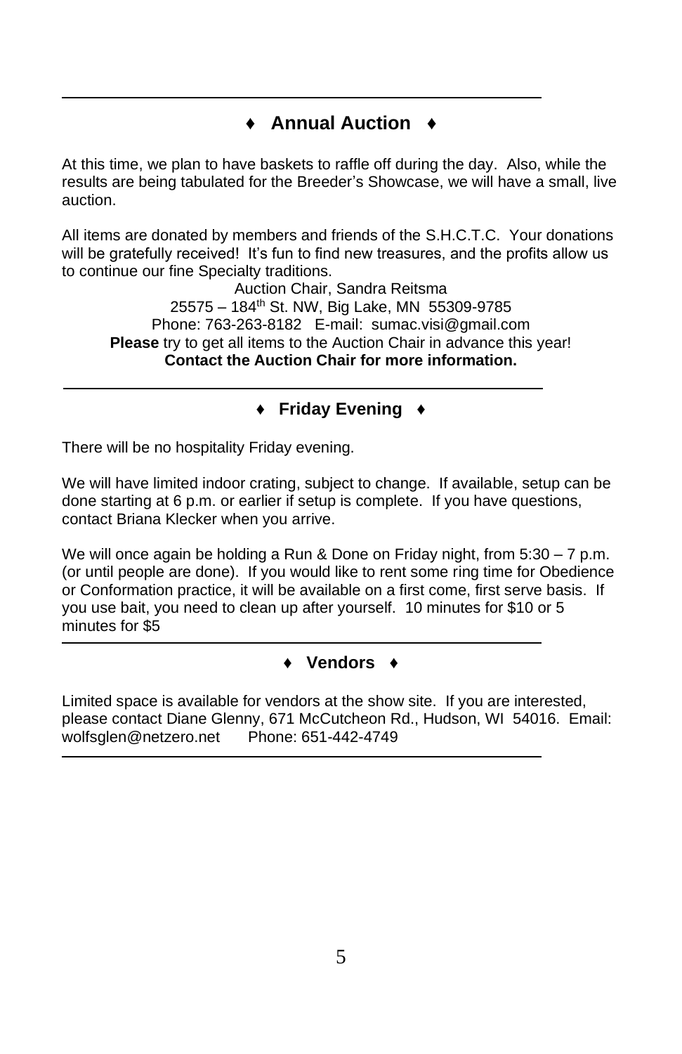## ♦ Annual Auction ♦

At this time, we plan to have baskets to raffle off during the day. Also, while the results are being tabulated for the Breeder's Showcase, we will have a small, live auction.

All items are donated by members and friends of the S.H.C.T.C. Your donations will be gratefully received! It's fun to find new treasures, and the profits allow us to continue our fine Specialty traditions.

Auction Chair, Sandra Reitsma
25575 – 184th St. NW, Big Lake, MN 55309-9785
Phone: 763-263-8182 E-mail: sumac.visi@gmail.com
**Please** try to get all items to the Auction Chair in advance this year!
**Contact the Auction Chair for more information.**

## ♦ Friday Evening ♦

There will be no hospitality Friday evening.

We will have limited indoor crating, subject to change. If available, setup can be done starting at 6 p.m. or earlier if setup is complete. If you have questions, contact Briana Klecker when you arrive.

We will once again be holding a Run & Done on Friday night, from 5:30 – 7 p.m. (or until people are done). If you would like to rent some ring time for Obedience or Conformation practice, it will be available on a first come, first serve basis. If you use bait, you need to clean up after yourself. 10 minutes for $10 or 5 minutes for $5

## ♦ Vendors ♦

Limited space is available for vendors at the show site. If you are interested, please contact Diane Glenny, 671 McCutcheon Rd., Hudson, WI 54016. Email: wolfsglen@netzero.net Phone: 651-442-4749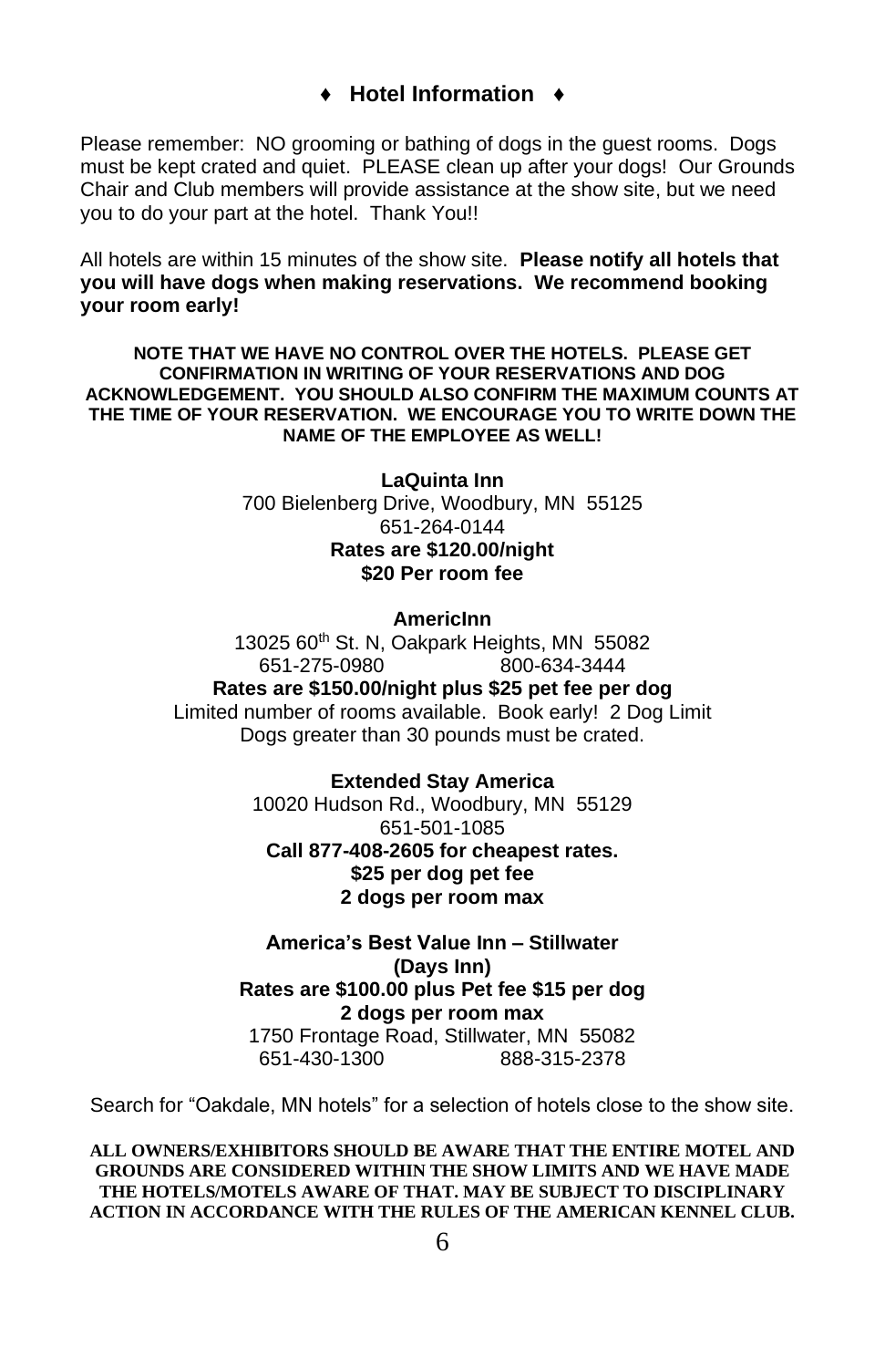## ♦ Hotel Information ♦

Please remember: NO grooming or bathing of dogs in the guest rooms. Dogs must be kept crated and quiet. PLEASE clean up after your dogs! Our Grounds Chair and Club members will provide assistance at the show site, but we need you to do your part at the hotel. Thank You!!

All hotels are within 15 minutes of the show site. **Please notify all hotels that you will have dogs when making reservations. We recommend booking your room early!**

**NOTE THAT WE HAVE NO CONTROL OVER THE HOTELS. PLEASE GET CONFIRMATION IN WRITING OF YOUR RESERVATIONS AND DOG ACKNOWLEDGEMENT. YOU SHOULD ALSO CONFIRM THE MAXIMUM COUNTS AT THE TIME OF YOUR RESERVATION. WE ENCOURAGE YOU TO WRITE DOWN THE NAME OF THE EMPLOYEE AS WELL!**

**LaQuinta Inn**
700 Bielenberg Drive, Woodbury, MN 55125
651-264-0144
**Rates are $120.00/night**
**$20 Per room fee**

**AmericInn**
13025 60th St. N, Oakpark Heights, MN 55082
651-275-0980 800-634-3444
**Rates are $150.00/night plus $25 pet fee per dog**
Limited number of rooms available. Book early! 2 Dog Limit
Dogs greater than 30 pounds must be crated.

**Extended Stay America**
10020 Hudson Rd., Woodbury, MN 55129
651-501-1085
**Call 877-408-2605 for cheapest rates.**
**$25 per dog pet fee**
**2 dogs per room max**

**America's Best Value Inn – Stillwater**
**(Days Inn)**
**Rates are $100.00 plus Pet fee $15 per dog**
**2 dogs per room max**
1750 Frontage Road, Stillwater, MN 55082
651-430-1300 888-315-2378

Search for "Oakdale, MN hotels" for a selection of hotels close to the show site.

**ALL OWNERS/EXHIBITORS SHOULD BE AWARE THAT THE ENTIRE MOTEL AND GROUNDS ARE CONSIDERED WITHIN THE SHOW LIMITS AND WE HAVE MADE THE HOTELS/MOTELS AWARE OF THAT. MAY BE SUBJECT TO DISCIPLINARY ACTION IN ACCORDANCE WITH THE RULES OF THE AMERICAN KENNEL CLUB.**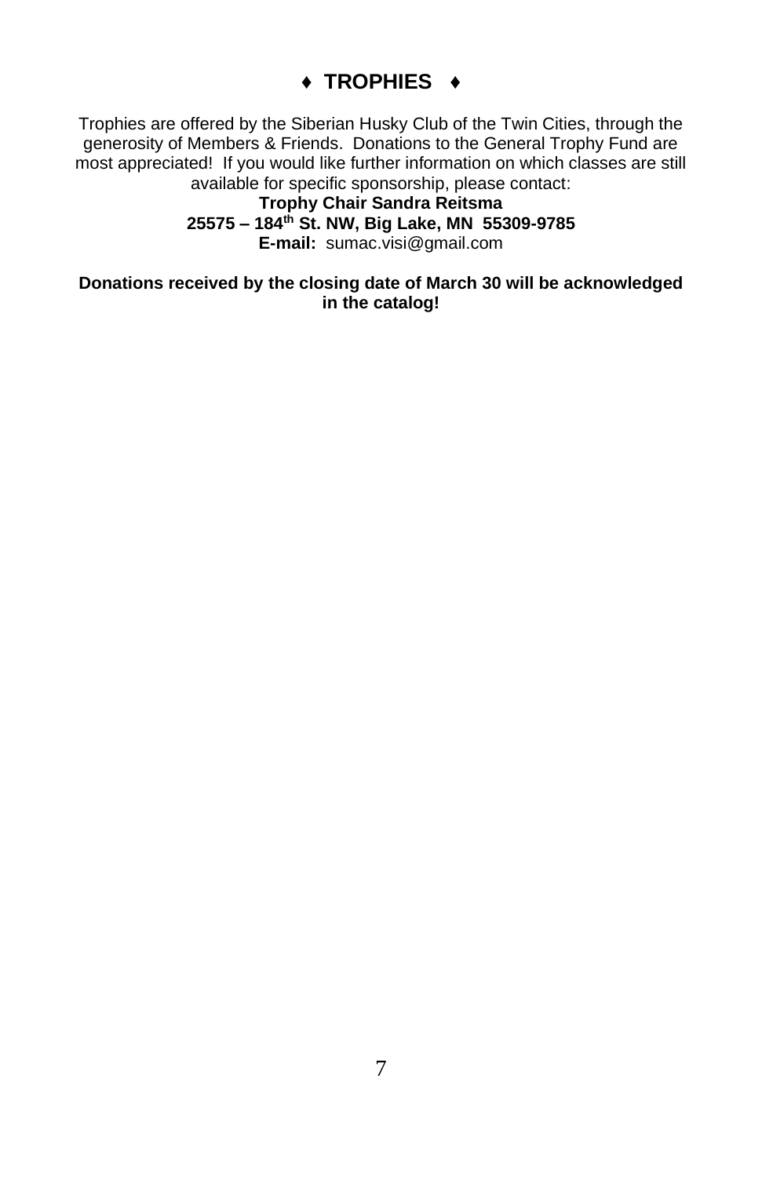# ♦ TROPHIES ♦

Trophies are offered by the Siberian Husky Club of the Twin Cities, through the generosity of Members & Friends. Donations to the General Trophy Fund are most appreciated! If you would like further information on which classes are still available for specific sponsorship, please contact:

**Trophy Chair Sandra Reitsma**
**25575 – 184th St. NW, Big Lake, MN 55309-9785**
**E-mail:** sumac.visi@gmail.com

**Donations received by the closing date of March 30 will be acknowledged in the catalog!**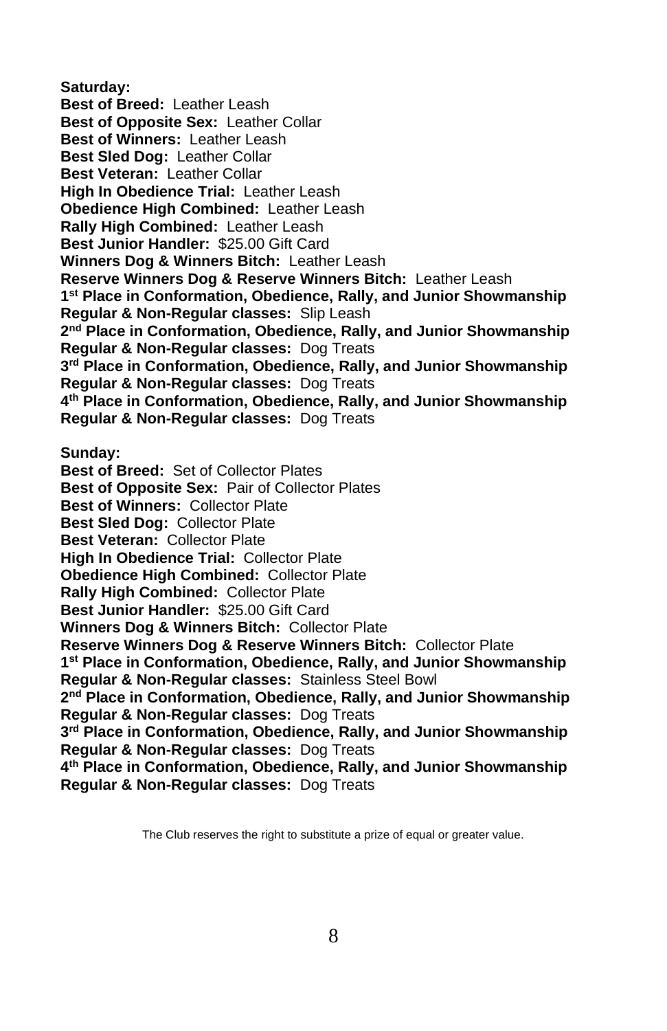**Saturday:**

**Best of Breed:** Leather Leash
**Best of Opposite Sex:** Leather Collar
**Best of Winners:** Leather Leash
**Best Sled Dog:** Leather Collar
**Best Veteran:** Leather Collar
**High In Obedience Trial:** Leather Leash
**Obedience High Combined:** Leather Leash
**Rally High Combined:** Leather Leash
**Best Junior Handler:** $25.00 Gift Card
**Winners Dog & Winners Bitch:** Leather Leash
**Reserve Winners Dog & Reserve Winners Bitch:** Leather Leash
**1st Place in Conformation, Obedience, Rally, and Junior Showmanship Regular & Non-Regular classes:** Slip Leash
**2nd Place in Conformation, Obedience, Rally, and Junior Showmanship Regular & Non-Regular classes:** Dog Treats
**3rd Place in Conformation, Obedience, Rally, and Junior Showmanship Regular & Non-Regular classes:** Dog Treats
**4th Place in Conformation, Obedience, Rally, and Junior Showmanship Regular & Non-Regular classes:** Dog Treats

**Sunday:**

**Best of Breed:** Set of Collector Plates
**Best of Opposite Sex:** Pair of Collector Plates
**Best of Winners:** Collector Plate
**Best Sled Dog:** Collector Plate
**Best Veteran:** Collector Plate
**High In Obedience Trial:** Collector Plate
**Obedience High Combined:** Collector Plate
**Rally High Combined:** Collector Plate
**Best Junior Handler:** $25.00 Gift Card
**Winners Dog & Winners Bitch:** Collector Plate
**Reserve Winners Dog & Reserve Winners Bitch:** Collector Plate
**1st Place in Conformation, Obedience, Rally, and Junior Showmanship Regular & Non-Regular classes:** Stainless Steel Bowl
**2nd Place in Conformation, Obedience, Rally, and Junior Showmanship Regular & Non-Regular classes:** Dog Treats
**3rd Place in Conformation, Obedience, Rally, and Junior Showmanship Regular & Non-Regular classes:** Dog Treats
**4th Place in Conformation, Obedience, Rally, and Junior Showmanship Regular & Non-Regular classes:** Dog Treats

The Club reserves the right to substitute a prize of equal or greater value.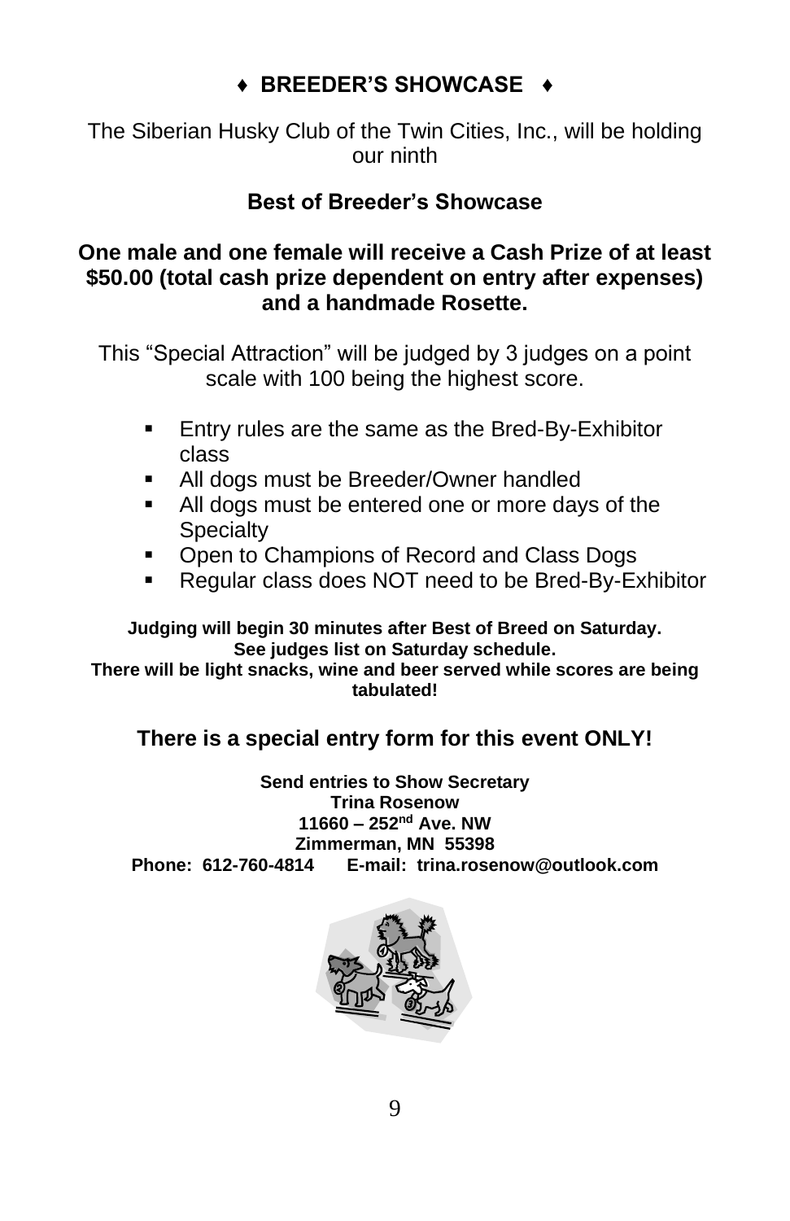## ♦ BREEDER'S SHOWCASE ♦

The Siberian Husky Club of the Twin Cities, Inc., will be holding our ninth

### Best of Breeder's Showcase

**One male and one female will receive a Cash Prize of at least $50.00 (total cash prize dependent on entry after expenses) and a handmade Rosette.**

This "Special Attraction" will be judged by 3 judges on a point scale with 100 being the highest score.

- Entry rules are the same as the Bred-By-Exhibitor class
- All dogs must be Breeder/Owner handled
- All dogs must be entered one or more days of the Specialty
- Open to Champions of Record and Class Dogs
- Regular class does NOT need to be Bred-By-Exhibitor

**Judging will begin 30 minutes after Best of Breed on Saturday.**
**See judges list on Saturday schedule.**
**There will be light snacks, wine and beer served while scores are being tabulated!**

**There is a special entry form for this event ONLY!**

**Send entries to Show Secretary**
**Trina Rosenow**
**11660 – 252nd Ave. NW**
**Zimmerman, MN 55398**
**Phone: 612-760-4814 E-mail: trina.rosenow@outlook.com**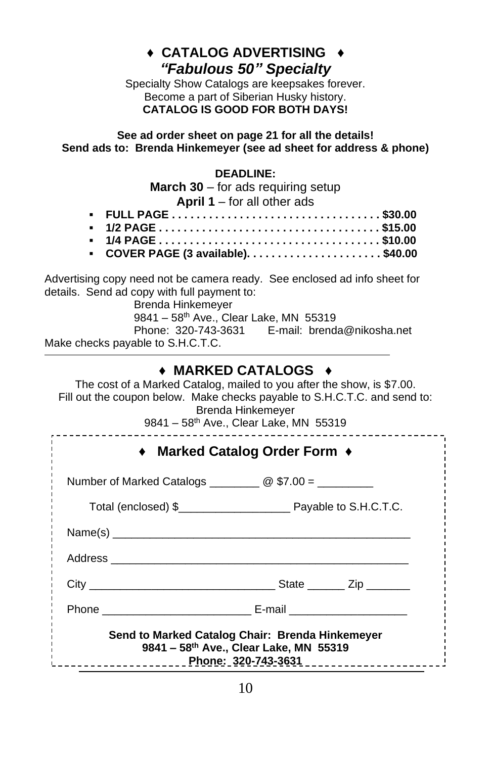## ♦ CATALOG ADVERTISING ♦

### *"Fabulous 50" Specialty*

Specialty Show Catalogs are keepsakes forever.
Become a part of Siberian Husky history.
**CATALOG IS GOOD FOR BOTH DAYS!**

**See ad order sheet on page 21 for all the details!**
**Send ads to: Brenda Hinkemeyer (see ad sheet for address & phone)**

**DEADLINE:**
**March 30** – for ads requiring setup
**April 1** – for all other ads

- **FULL PAGE . . . . . . . . . . . . . . . . . . . . . . . . . . . . . . . . . . $30.00**
- **1/2 PAGE . . . . . . . . . . . . . . . . . . . . . . . . . . . . . . . . . . . $15.00**
- **1/4 PAGE . . . . . . . . . . . . . . . . . . . . . . . . . . . . . . . . . . . . $10.00**
- **COVER PAGE (3 available). . . . . . . . . . . . . . . . . . . . . . $40.00**

Advertising copy need not be camera ready. See enclosed ad info sheet for details. Send ad copy with full payment to:

Brenda Hinkemeyer
9841 – 58th Ave., Clear Lake, MN 55319
Phone: 320-743-3631 E-mail: brenda@nikosha.net

Make checks payable to S.H.C.T.C.

---

## ♦ MARKED CATALOGS ♦

The cost of a Marked Catalog, mailed to you after the show, is $7.00.
Fill out the coupon below. Make checks payable to S.H.C.T.C. and send to:
Brenda Hinkemeyer
9841 – 58th Ave., Clear Lake, MN 55319

---

### ♦ Marked Catalog Order Form ♦

Number of Marked Catalogs ________ @ $7.00 = _________

Total (enclosed) $_________________ Payable to S.H.C.T.C.

Name(s) ______________________________________________

Address ______________________________________________

City ____________________________ State ______ Zip _______

Phone _______________________ E-mail __________________

**Send to Marked Catalog Chair: Brenda Hinkemeyer**
**9841 – 58th Ave., Clear Lake, MN 55319**
**Phone: 320-743-3631**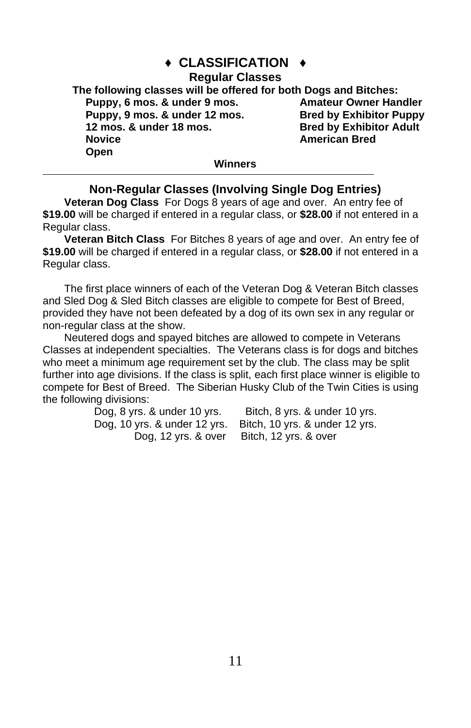# ♦ CLASSIFICATION ♦

## Regular Classes

**The following classes will be offered for both Dogs and Bitches:**

- **Puppy, 6 mos. & under 9 mos.**
- **Puppy, 9 mos. & under 12 mos.**
- **12 mos. & under 18 mos.**
- **Novice**
- **Open**
- **Amateur Owner Handler**
- **Bred by Exhibitor Puppy**
- **Bred by Exhibitor Adult**
- **American Bred**

**Winners**

---

## Non-Regular Classes (Involving Single Dog Entries)

**Veteran Dog Class** For Dogs 8 years of age and over. An entry fee of **$19.00** will be charged if entered in a regular class, or **$28.00** if not entered in a Regular class.

**Veteran Bitch Class** For Bitches 8 years of age and over. An entry fee of **$19.00** will be charged if entered in a regular class, or **$28.00** if not entered in a Regular class.

The first place winners of each of the Veteran Dog & Veteran Bitch classes and Sled Dog & Sled Bitch classes are eligible to compete for Best of Breed, provided they have not been defeated by a dog of its own sex in any regular or non-regular class at the show.

Neutered dogs and spayed bitches are allowed to compete in Veterans Classes at independent specialties. The Veterans class is for dogs and bitches who meet a minimum age requirement set by the club. The class may be split further into age divisions. If the class is split, each first place winner is eligible to compete for Best of Breed. The Siberian Husky Club of the Twin Cities is using the following divisions:

| Dog | Bitch |
|---|---|
| Dog, 8 yrs. & under 10 yrs. | Bitch, 8 yrs. & under 10 yrs. |
| Dog, 10 yrs. & under 12 yrs. | Bitch, 10 yrs. & under 12 yrs. |
| Dog, 12 yrs. & over | Bitch, 12 yrs. & over |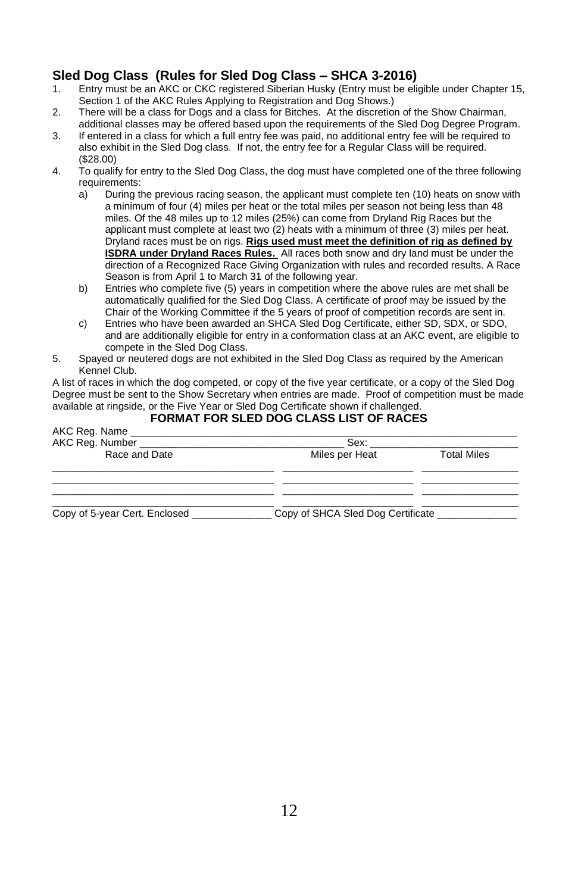## Sled Dog Class (Rules for Sled Dog Class – SHCA 3-2016)

1. Entry must be an AKC or CKC registered Siberian Husky (Entry must be eligible under Chapter 15, Section 1 of the AKC Rules Applying to Registration and Dog Shows.)
2. There will be a class for Dogs and a class for Bitches. At the discretion of the Show Chairman, additional classes may be offered based upon the requirements of the Sled Dog Degree Program.
3. If entered in a class for which a full entry fee was paid, no additional entry fee will be required to also exhibit in the Sled Dog class. If not, the entry fee for a Regular Class will be required. ($28.00)
4. To qualify for entry to the Sled Dog Class, the dog must have completed one of the three following requirements:
   a) During the previous racing season, the applicant must complete ten (10) heats on snow with a minimum of four (4) miles per heat or the total miles per season not being less than 48 miles. Of the 48 miles up to 12 miles (25%) can come from Dryland Rig Races but the applicant must complete at least two (2) heats with a minimum of three (3) miles per heat. Dryland races must be on rigs. **Rigs used must meet the definition of rig as defined by ISDRA under Dryland Races Rules.** All races both snow and dry land must be under the direction of a Recognized Race Giving Organization with rules and recorded results. A Race Season is from April 1 to March 31 of the following year.
   b) Entries who complete five (5) years in competition where the above rules are met shall be automatically qualified for the Sled Dog Class. A certificate of proof may be issued by the Chair of the Working Committee if the 5 years of proof of competition records are sent in.
   c) Entries who have been awarded an SHCA Sled Dog Certificate, either SD, SDX, or SDO, and are additionally eligible for entry in a conformation class at an AKC event, are eligible to compete in the Sled Dog Class.
5. Spayed or neutered dogs are not exhibited in the Sled Dog Class as required by the American Kennel Club.

A list of races in which the dog competed, or copy of the five year certificate, or a copy of the Sled Dog Degree must be sent to the Show Secretary when entries are made. Proof of competition must be made available at ringside, or the Five Year or Sled Dog Certificate shown if challenged.

### FORMAT FOR SLED DOG CLASS LIST OF RACES

AKC Reg. Name ______________________________________________

AKC Reg. Number ______________________________ Sex: ____________________

| Race and Date | Miles per Heat | Total Miles |
|---|---|---|
| | | |
| | | |
| | | |
| | | |

Copy of 5-year Cert. Enclosed ____________ Copy of SHCA Sled Dog Certificate ____________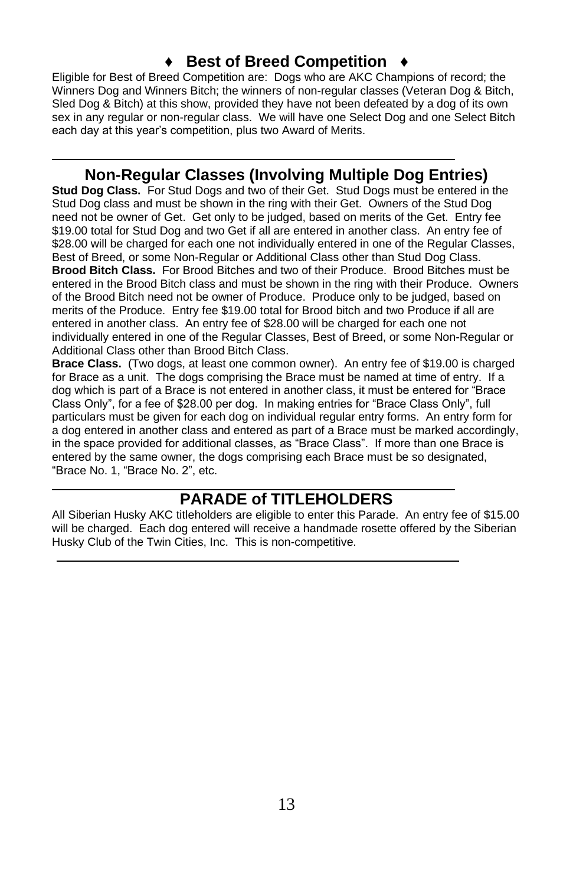## ♦ Best of Breed Competition ♦

Eligible for Best of Breed Competition are: Dogs who are AKC Champions of record; the Winners Dog and Winners Bitch; the winners of non-regular classes (Veteran Dog & Bitch, Sled Dog & Bitch) at this show, provided they have not been defeated by a dog of its own sex in any regular or non-regular class. We will have one Select Dog and one Select Bitch each day at this year's competition, plus two Award of Merits.

---

## Non-Regular Classes (Involving Multiple Dog Entries)

**Stud Dog Class.** For Stud Dogs and two of their Get. Stud Dogs must be entered in the Stud Dog class and must be shown in the ring with their Get. Owners of the Stud Dog need not be owner of Get. Get only to be judged, based on merits of the Get. Entry fee $19.00 total for Stud Dog and two Get if all are entered in another class. An entry fee of $28.00 will be charged for each one not individually entered in one of the Regular Classes, Best of Breed, or some Non-Regular or Additional Class other than Stud Dog Class.

**Brood Bitch Class.** For Brood Bitches and two of their Produce. Brood Bitches must be entered in the Brood Bitch class and must be shown in the ring with their Produce. Owners of the Brood Bitch need not be owner of Produce. Produce only to be judged, based on merits of the Produce. Entry fee $19.00 total for Brood bitch and two Produce if all are entered in another class. An entry fee of $28.00 will be charged for each one not individually entered in one of the Regular Classes, Best of Breed, or some Non-Regular or Additional Class other than Brood Bitch Class.

**Brace Class.** (Two dogs, at least one common owner). An entry fee of $19.00 is charged for Brace as a unit. The dogs comprising the Brace must be named at time of entry. If a dog which is part of a Brace is not entered in another class, it must be entered for "Brace Class Only", for a fee of $28.00 per dog. In making entries for "Brace Class Only", full particulars must be given for each dog on individual regular entry forms. An entry form for a dog entered in another class and entered as part of a Brace must be marked accordingly, in the space provided for additional classes, as "Brace Class". If more than one Brace is entered by the same owner, the dogs comprising each Brace must be so designated, "Brace No. 1, "Brace No. 2", etc.

---

## PARADE of TITLEHOLDERS

All Siberian Husky AKC titleholders are eligible to enter this Parade. An entry fee of $15.00 will be charged. Each dog entered will receive a handmade rosette offered by the Siberian Husky Club of the Twin Cities, Inc. This is non-competitive.

---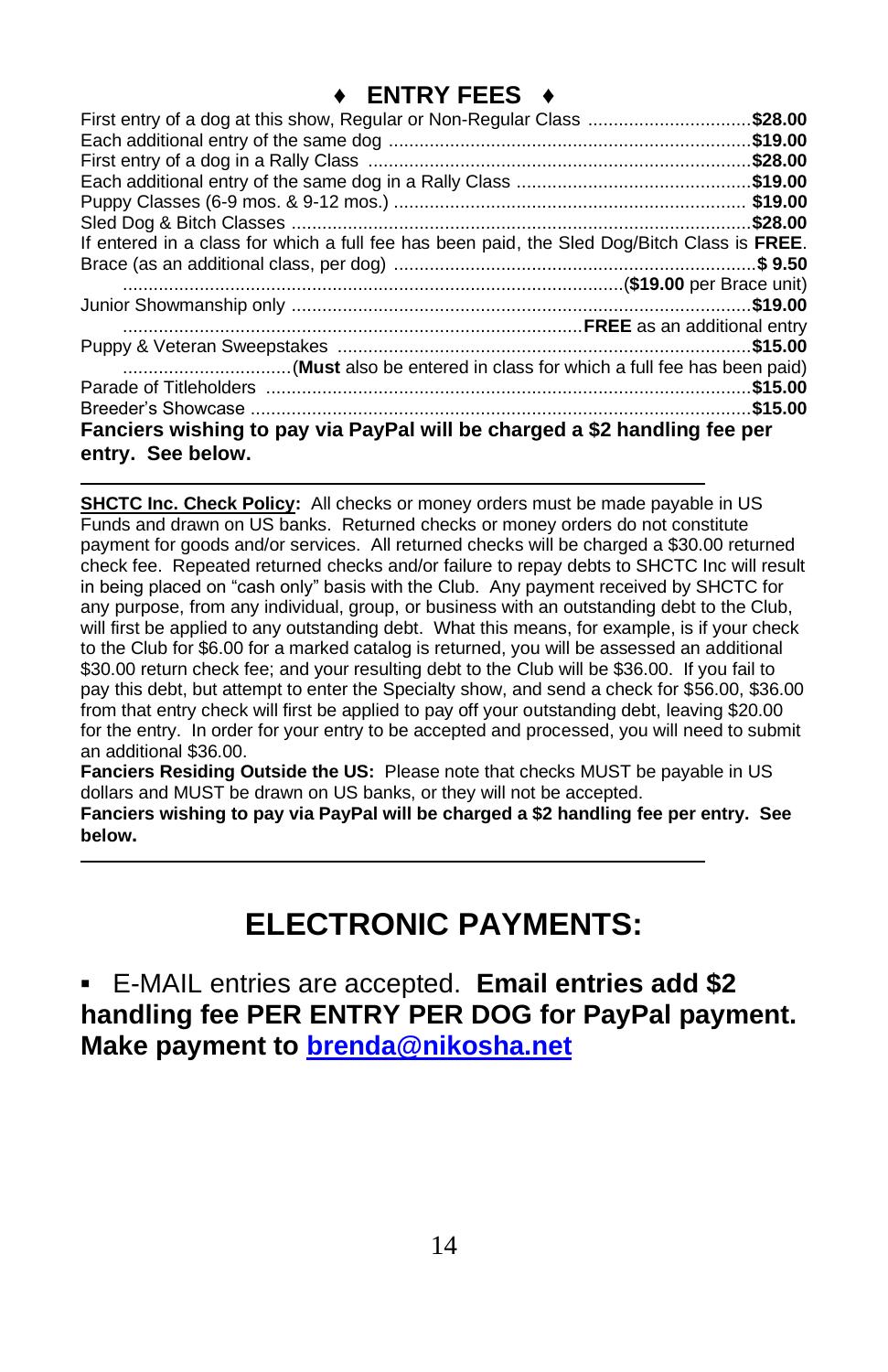# ♦ ENTRY FEES ♦

First entry of a dog at this show, Regular or Non-Regular Class ................................**$28.00**
Each additional entry of the same dog .......................................................................**$19.00**
First entry of a dog in a Rally Class ...........................................................................**$28.00**
Each additional entry of the same dog in a Rally Class ...............................................**$19.00**
Puppy Classes (6-9 mos. & 9-12 mos.) ..................................................................... **$19.00**
Sled Dog & Bitch Classes ..........................................................................................**$28.00**
If entered in a class for which a full fee has been paid, the Sled Dog/Bitch Class is **FREE**.
Brace (as an additional class, per dog) .......................................................................**$ 9.50**
..................................................................................................(**$19.00** per Brace unit)
Junior Showmanship only ..........................................................................................**$19.00**
..........................................................................................**FREE** as an additional entry
Puppy & Veteran Sweepstakes .................................................................................**$15.00**
.................................(**Must** also be entered in class for which a full fee has been paid)
Parade of Titleholders ...............................................................................................**$15.00**
Breeder's Showcase ..................................................................................................**$15.00**

**Fanciers wishing to pay via PayPal will be charged a $2 handling fee per entry. See below.**

---

**SHCTC Inc. Check Policy:** All checks or money orders must be made payable in US Funds and drawn on US banks. Returned checks or money orders do not constitute payment for goods and/or services. All returned checks will be charged a $30.00 returned check fee. Repeated returned checks and/or failure to repay debts to SHCTC Inc will result in being placed on "cash only" basis with the Club. Any payment received by SHCTC for any purpose, from any individual, group, or business with an outstanding debt to the Club, will first be applied to any outstanding debt. What this means, for example, is if your check to the Club for $6.00 for a marked catalog is returned, you will be assessed an additional $30.00 return check fee; and your resulting debt to the Club will be $36.00. If you fail to pay this debt, but attempt to enter the Specialty show, and send a check for $56.00, $36.00 from that entry check will first be applied to pay off your outstanding debt, leaving $20.00 for the entry. In order for your entry to be accepted and processed, you will need to submit an additional $36.00.

**Fanciers Residing Outside the US:** Please note that checks MUST be payable in US dollars and MUST be drawn on US banks, or they will not be accepted.

**Fanciers wishing to pay via PayPal will be charged a $2 handling fee per entry. See below.**

---

# ELECTRONIC PAYMENTS:

- E-MAIL entries are accepted. **Email entries add $2 handling fee PER ENTRY PER DOG for PayPal payment. Make payment to [brenda@nikosha.net](mailto:brenda@nikosha.net)**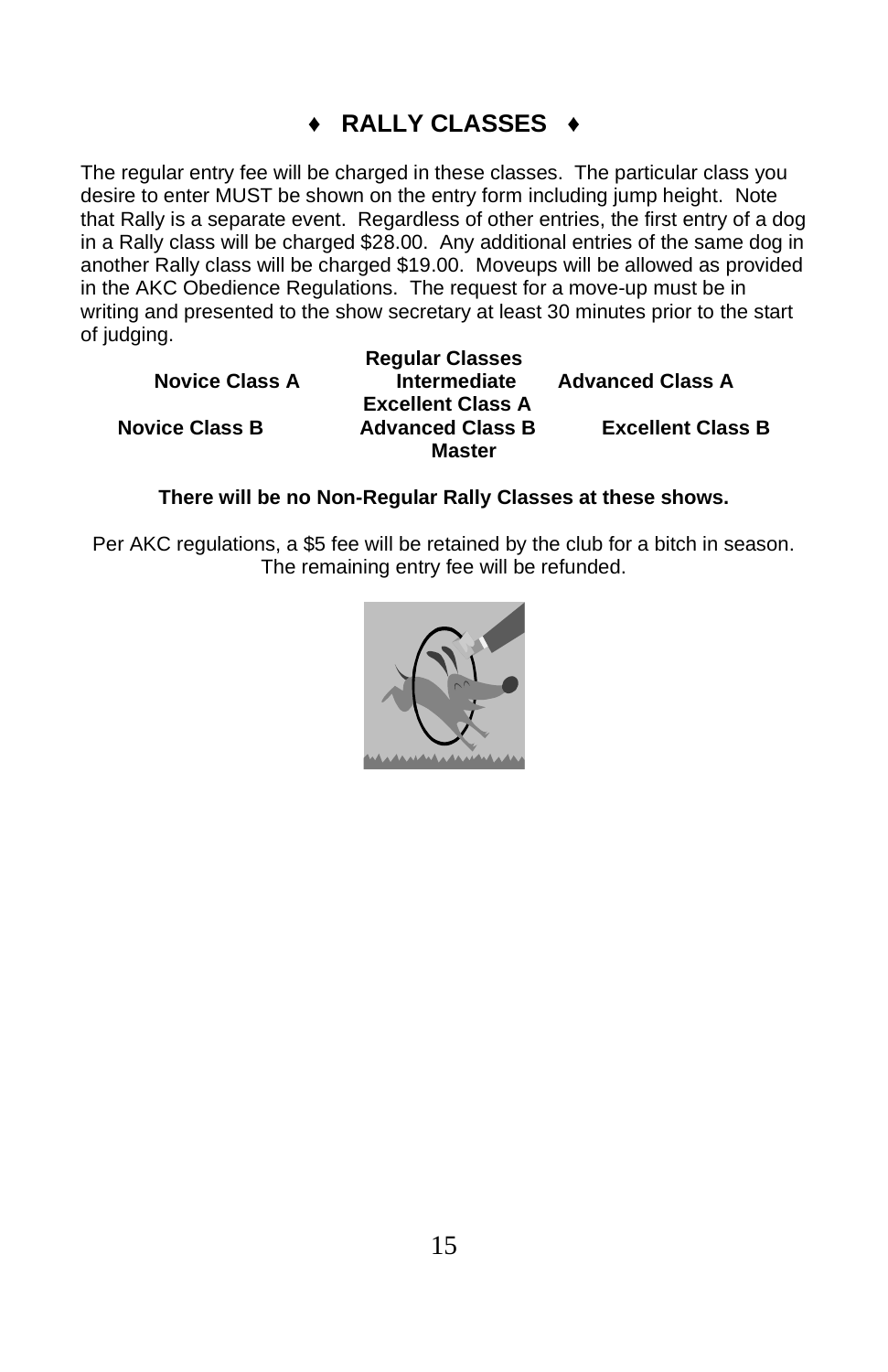# ♦ RALLY CLASSES ♦

The regular entry fee will be charged in these classes. The particular class you desire to enter MUST be shown on the entry form including jump height. Note that Rally is a separate event. Regardless of other entries, the first entry of a dog in a Rally class will be charged $28.00. Any additional entries of the same dog in another Rally class will be charged $19.00. Moveups will be allowed as provided in the AKC Obedience Regulations. The request for a move-up must be in writing and presented to the show secretary at least 30 minutes prior to the start of judging.

**Regular Classes**

| | | |
|---|---|---|
| **Novice Class A** | **Intermediate** | **Advanced Class A** |
| | **Excellent Class A** | |
| **Novice Class B** | **Advanced Class B** | **Excellent Class B** |
| | **Master** | |

**There will be no Non-Regular Rally Classes at these shows.**

Per AKC regulations, a $5 fee will be retained by the club for a bitch in season. The remaining entry fee will be refunded.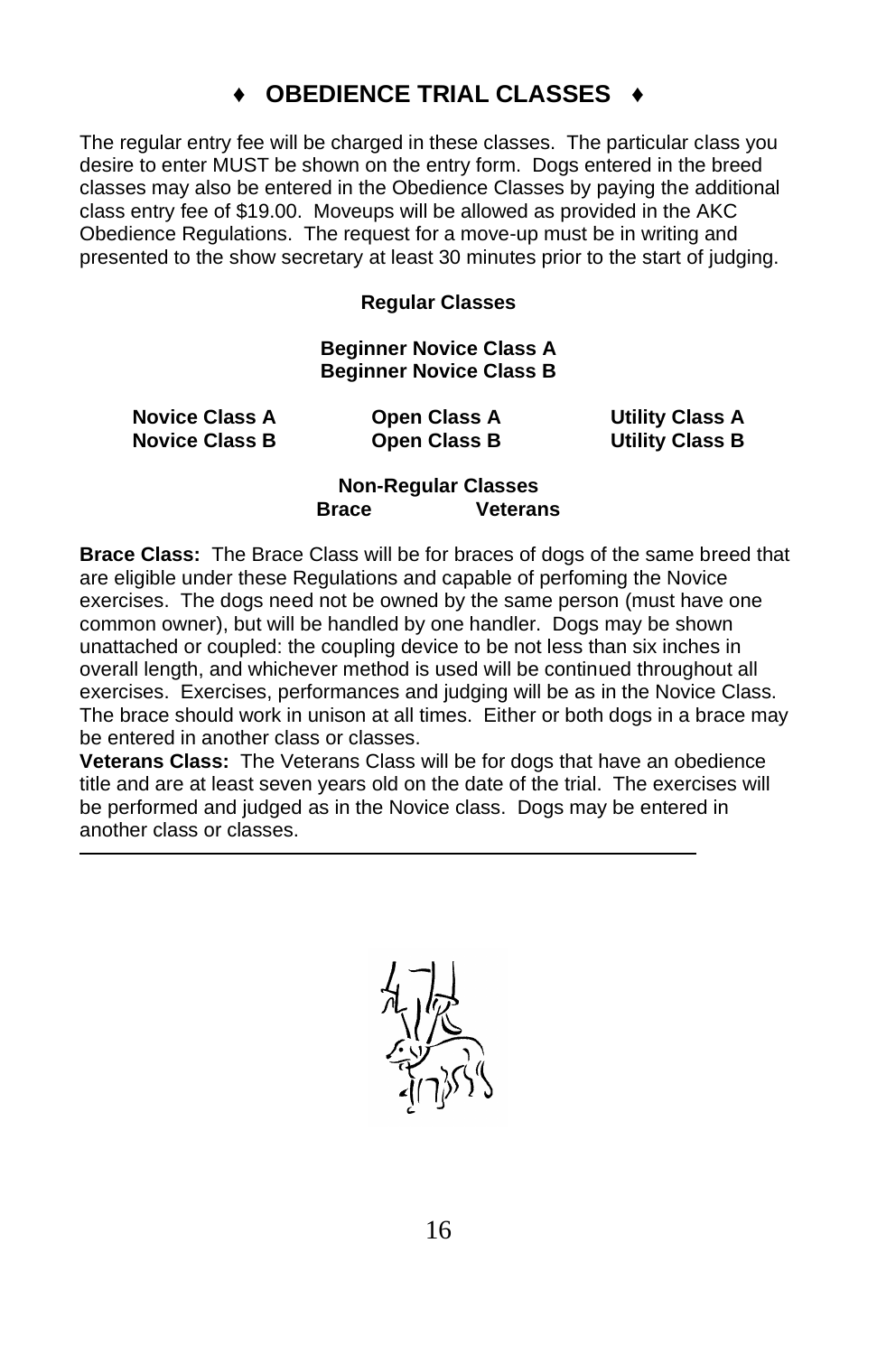# ♦ OBEDIENCE TRIAL CLASSES ♦

The regular entry fee will be charged in these classes. The particular class you desire to enter MUST be shown on the entry form. Dogs entered in the breed classes may also be entered in the Obedience Classes by paying the additional class entry fee of $19.00. Moveups will be allowed as provided in the AKC Obedience Regulations. The request for a move-up must be in writing and presented to the show secretary at least 30 minutes prior to the start of judging.

**Regular Classes**

**Beginner Novice Class A**
**Beginner Novice Class B**

| | | |
|---|---|---|
| **Novice Class A** | **Open Class A** | **Utility Class A** |
| **Novice Class B** | **Open Class B** | **Utility Class B** |

**Non-Regular Classes**
**Brace** **Veterans**

**Brace Class:** The Brace Class will be for braces of dogs of the same breed that are eligible under these Regulations and capable of perfoming the Novice exercises. The dogs need not be owned by the same person (must have one common owner), but will be handled by one handler. Dogs may be shown unattached or coupled: the coupling device to be not less than six inches in overall length, and whichever method is used will be continued throughout all exercises. Exercises, performances and judging will be as in the Novice Class. The brace should work in unison at all times. Either or both dogs in a brace may be entered in another class or classes.

**Veterans Class:** The Veterans Class will be for dogs that have an obedience title and are at least seven years old on the date of the trial. The exercises will be performed and judged as in the Novice class. Dogs may be entered in another class or classes.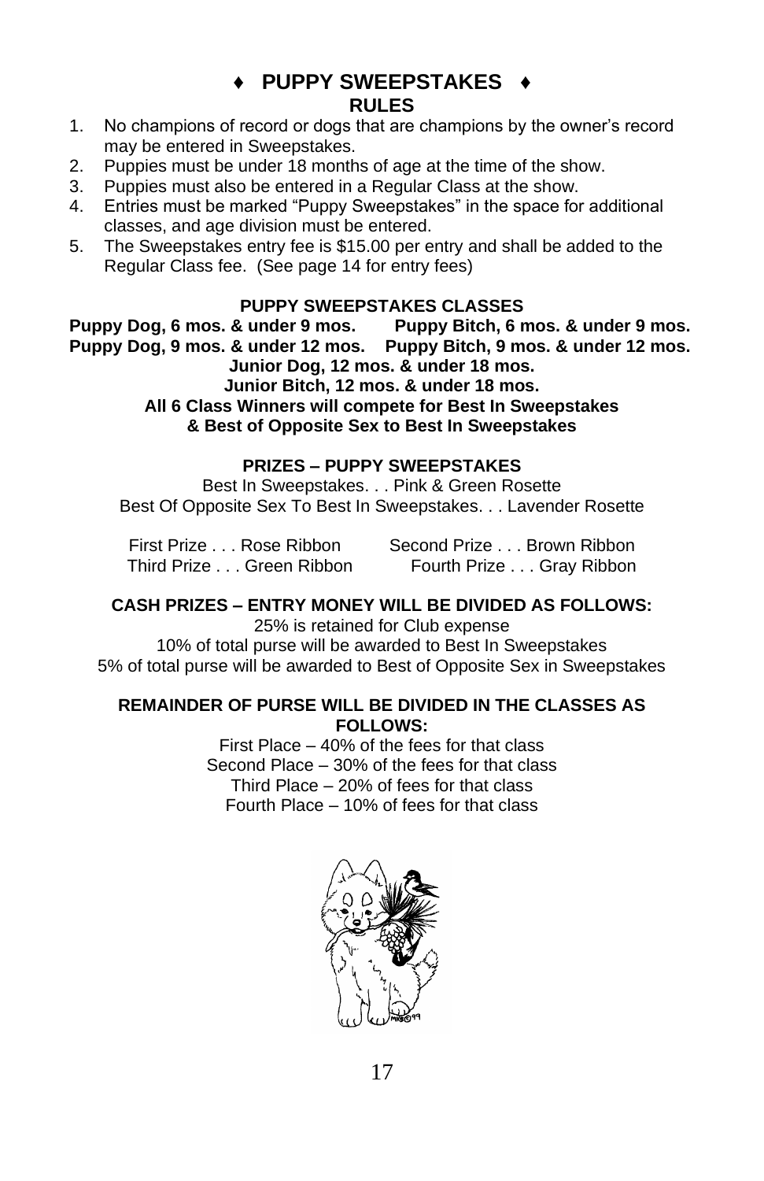# ♦ PUPPY SWEEPSTAKES ♦

## RULES

1. No champions of record or dogs that are champions by the owner's record may be entered in Sweepstakes.
2. Puppies must be under 18 months of age at the time of the show.
3. Puppies must also be entered in a Regular Class at the show.
4. Entries must be marked "Puppy Sweepstakes" in the space for additional classes, and age division must be entered.
5. The Sweepstakes entry fee is $15.00 per entry and shall be added to the Regular Class fee. (See page 14 for entry fees)

### PUPPY SWEEPSTAKES CLASSES

**Puppy Dog, 6 mos. & under 9 mos.**
**Puppy Bitch, 6 mos. & under 9 mos.**
**Puppy Dog, 9 mos. & under 12 mos.**
**Puppy Bitch, 9 mos. & under 12 mos.**
**Junior Dog, 12 mos. & under 18 mos.**
**Junior Bitch, 12 mos. & under 18 mos.**
**All 6 Class Winners will compete for Best In Sweepstakes & Best of Opposite Sex to Best In Sweepstakes**

### PRIZES – PUPPY SWEEPSTAKES

Best In Sweepstakes. . . Pink & Green Rosette
Best Of Opposite Sex To Best In Sweepstakes. . . Lavender Rosette

First Prize . . . Rose Ribbon
Second Prize . . . Brown Ribbon
Third Prize . . . Green Ribbon
Fourth Prize . . . Gray Ribbon

### CASH PRIZES – ENTRY MONEY WILL BE DIVIDED AS FOLLOWS:

25% is retained for Club expense
10% of total purse will be awarded to Best In Sweepstakes
5% of total purse will be awarded to Best of Opposite Sex in Sweepstakes

### REMAINDER OF PURSE WILL BE DIVIDED IN THE CLASSES AS FOLLOWS:

First Place – 40% of the fees for that class
Second Place – 30% of the fees for that class
Third Place – 20% of fees for that class
Fourth Place – 10% of fees for that class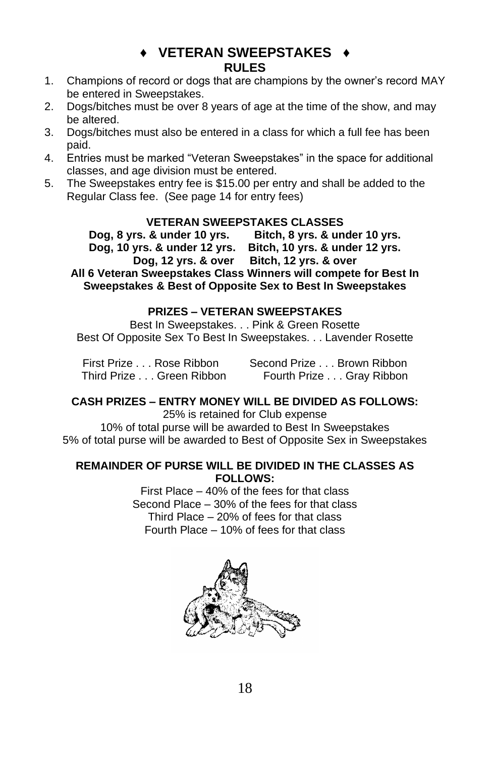# ♦ VETERAN SWEEPSTAKES ♦

## RULES

1. Champions of record or dogs that are champions by the owner's record MAY be entered in Sweepstakes.
2. Dogs/bitches must be over 8 years of age at the time of the show, and may be altered.
3. Dogs/bitches must also be entered in a class for which a full fee has been paid.
4. Entries must be marked "Veteran Sweepstakes" in the space for additional classes, and age division must be entered.
5. The Sweepstakes entry fee is $15.00 per entry and shall be added to the Regular Class fee. (See page 14 for entry fees)

### VETERAN SWEEPSTAKES CLASSES

**Dog, 8 yrs. & under 10 yrs.** **Bitch, 8 yrs. & under 10 yrs.**
**Dog, 10 yrs. & under 12 yrs.** **Bitch, 10 yrs. & under 12 yrs.**
**Dog, 12 yrs. & over** **Bitch, 12 yrs. & over**

**All 6 Veteran Sweepstakes Class Winners will compete for Best In Sweepstakes & Best of Opposite Sex to Best In Sweepstakes**

### PRIZES – VETERAN SWEEPSTAKES

Best In Sweepstakes. . . Pink & Green Rosette
Best Of Opposite Sex To Best In Sweepstakes. . . Lavender Rosette

First Prize . . . Rose Ribbon Second Prize . . . Brown Ribbon
Third Prize . . . Green Ribbon Fourth Prize . . . Gray Ribbon

### CASH PRIZES – ENTRY MONEY WILL BE DIVIDED AS FOLLOWS:

25% is retained for Club expense
10% of total purse will be awarded to Best In Sweepstakes
5% of total purse will be awarded to Best of Opposite Sex in Sweepstakes

### REMAINDER OF PURSE WILL BE DIVIDED IN THE CLASSES AS FOLLOWS:

First Place – 40% of the fees for that class
Second Place – 30% of the fees for that class
Third Place – 20% of fees for that class
Fourth Place – 10% of fees for that class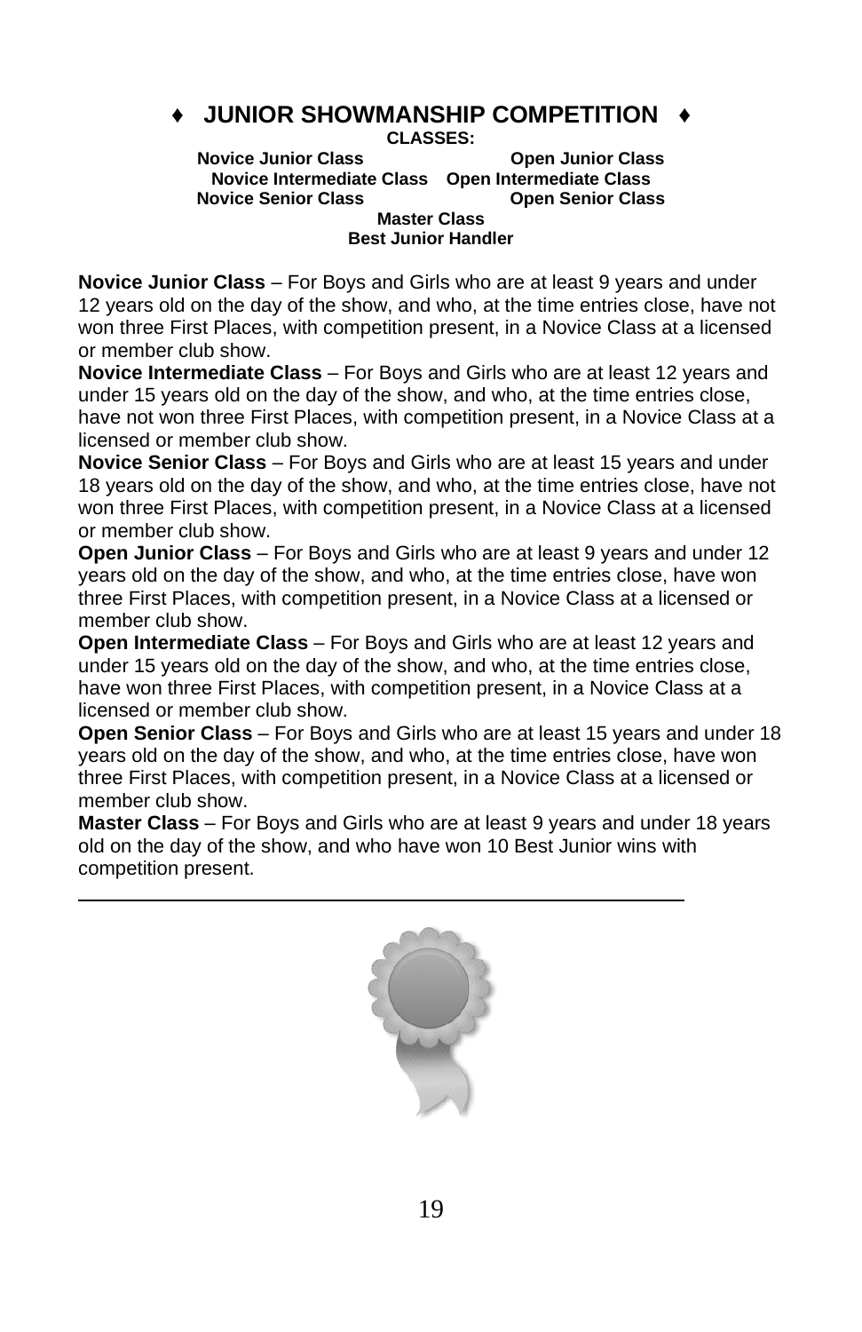## ♦ JUNIOR SHOWMANSHIP COMPETITION ♦

**CLASSES:**

**Novice Junior Class** | **Open Junior Class**
**Novice Intermediate Class** | **Open Intermediate Class**
**Novice Senior Class** | **Open Senior Class**
**Master Class**
**Best Junior Handler**

**Novice Junior Class** – For Boys and Girls who are at least 9 years and under 12 years old on the day of the show, and who, at the time entries close, have not won three First Places, with competition present, in a Novice Class at a licensed or member club show.

**Novice Intermediate Class** – For Boys and Girls who are at least 12 years and under 15 years old on the day of the show, and who, at the time entries close, have not won three First Places, with competition present, in a Novice Class at a licensed or member club show.

**Novice Senior Class** – For Boys and Girls who are at least 15 years and under 18 years old on the day of the show, and who, at the time entries close, have not won three First Places, with competition present, in a Novice Class at a licensed or member club show.

**Open Junior Class** – For Boys and Girls who are at least 9 years and under 12 years old on the day of the show, and who, at the time entries close, have won three First Places, with competition present, in a Novice Class at a licensed or member club show.

**Open Intermediate Class** – For Boys and Girls who are at least 12 years and under 15 years old on the day of the show, and who, at the time entries close, have won three First Places, with competition present, in a Novice Class at a licensed or member club show.

**Open Senior Class** – For Boys and Girls who are at least 15 years and under 18 years old on the day of the show, and who, at the time entries close, have won three First Places, with competition present, in a Novice Class at a licensed or member club show.

**Master Class** – For Boys and Girls who are at least 9 years and under 18 years old on the day of the show, and who have won 10 Best Junior wins with competition present.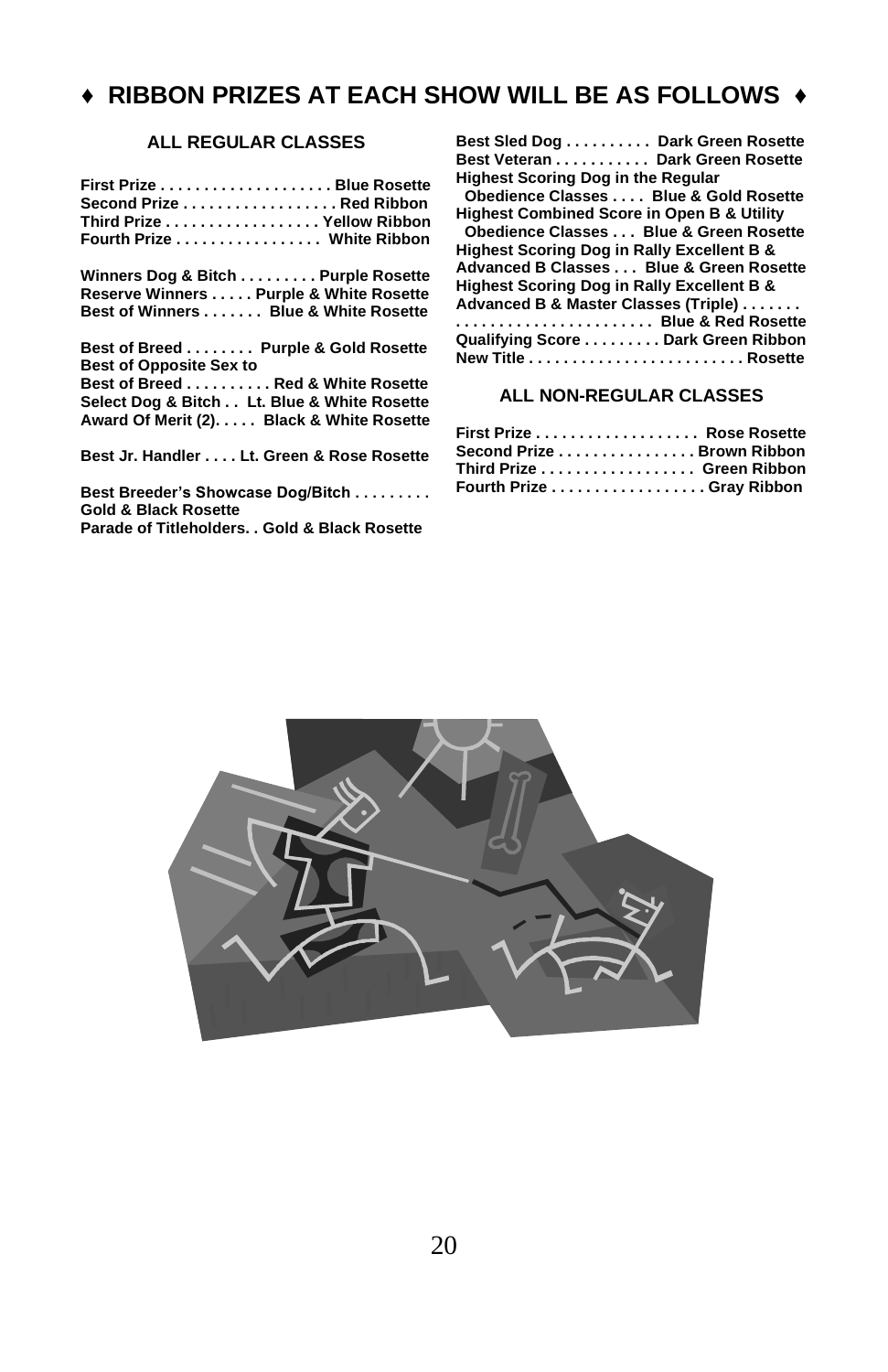## ♦ RIBBON PRIZES AT EACH SHOW WILL BE AS FOLLOWS ♦

### ALL REGULAR CLASSES

**First Prize . . . . . . . . . . . . . . . . . . . . Blue Rosette**
**Second Prize . . . . . . . . . . . . . . . . . . Red Ribbon**
**Third Prize . . . . . . . . . . . . . . . . . . Yellow Ribbon**
**Fourth Prize . . . . . . . . . . . . . . . . . White Ribbon**

**Winners Dog & Bitch . . . . . . . . . Purple Rosette**
**Reserve Winners . . . . . Purple & White Rosette**
**Best of Winners . . . . . . . Blue & White Rosette**

**Best of Breed . . . . . . . . Purple & Gold Rosette**
**Best of Opposite Sex to**
**Best of Breed . . . . . . . . . . Red & White Rosette**
**Select Dog & Bitch . . Lt. Blue & White Rosette**
**Award Of Merit (2). . . . . Black & White Rosette**

**Best Jr. Handler . . . . Lt. Green & Rose Rosette**

**Best Breeder's Showcase Dog/Bitch . . . . . . . . .**
**Gold & Black Rosette**
**Parade of Titleholders. . Gold & Black Rosette**

**Best Sled Dog . . . . . . . . . . Dark Green Rosette**
**Best Veteran . . . . . . . . . . . Dark Green Rosette**
**Highest Scoring Dog in the Regular**
**Obedience Classes . . . . Blue & Gold Rosette**
**Highest Combined Score in Open B & Utility**
**Obedience Classes . . . Blue & Green Rosette**
**Highest Scoring Dog in Rally Excellent B &**
**Advanced B Classes . . . Blue & Green Rosette**
**Highest Scoring Dog in Rally Excellent B &**
**Advanced B & Master Classes (Triple) . . . . . . .**
**. . . . . . . . . . . . . . . . . . . . . . . Blue & Red Rosette**
**Qualifying Score . . . . . . . . . Dark Green Ribbon**
**New Title . . . . . . . . . . . . . . . . . . . . . . . . . Rosette**

### ALL NON-REGULAR CLASSES

**First Prize . . . . . . . . . . . . . . . . . . . Rose Rosette**
**Second Prize . . . . . . . . . . . . . . . . Brown Ribbon**
**Third Prize . . . . . . . . . . . . . . . . . . Green Ribbon**
**Fourth Prize . . . . . . . . . . . . . . . . . . Gray Ribbon**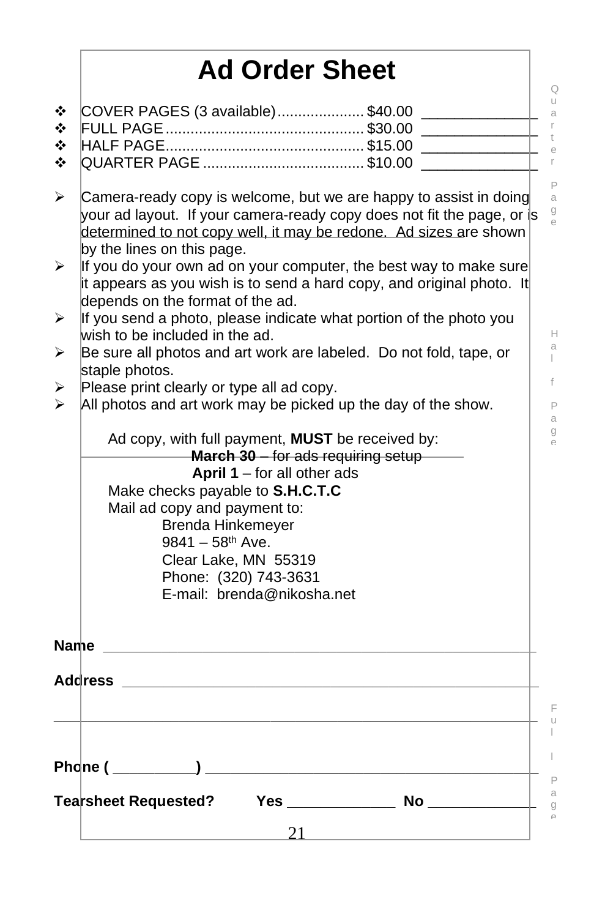# Ad Order Sheet

- COVER PAGES (3 available) .................... $40.00 ______________
- FULL PAGE ............................................... $30.00 ______________
- HALF PAGE............................................... $15.00 ______________
- QUARTER PAGE ...................................... $10.00 ______________

- Camera-ready copy is welcome, but we are happy to assist in doing your ad layout. If your camera-ready copy does not fit the page, or is determined to not copy well, it may be redone. Ad sizes are shown by the lines on this page.
- If you do your own ad on your computer, the best way to make sure it appears as you wish is to send a hard copy, and original photo. It depends on the format of the ad.
- If you send a photo, please indicate what portion of the photo you wish to be included in the ad.
- Be sure all photos and art work are labeled. Do not fold, tape, or staple photos.
- Please print clearly or type all ad copy.
- All photos and art work may be picked up the day of the show.

Ad copy, with full payment, **MUST** be received by:

**March 30** – for ads requiring setup

**April 1** – for all other ads

Make checks payable to **S.H.C.T.C**

Mail ad copy and payment to:

Brenda Hinkemeyer
9841 – 58th Ave.
Clear Lake, MN 55319
Phone: (320) 743-3631
E-mail: brenda@nikosha.net

**Name** ______________________________________________________

**Address** ____________________________________________________

_____________________________________________________________

**Phone ( __________ )** __________________________________________

**Tearsheet Requested? Yes** _____________ **No** _____________

Quarter Page

Half Page

Full Page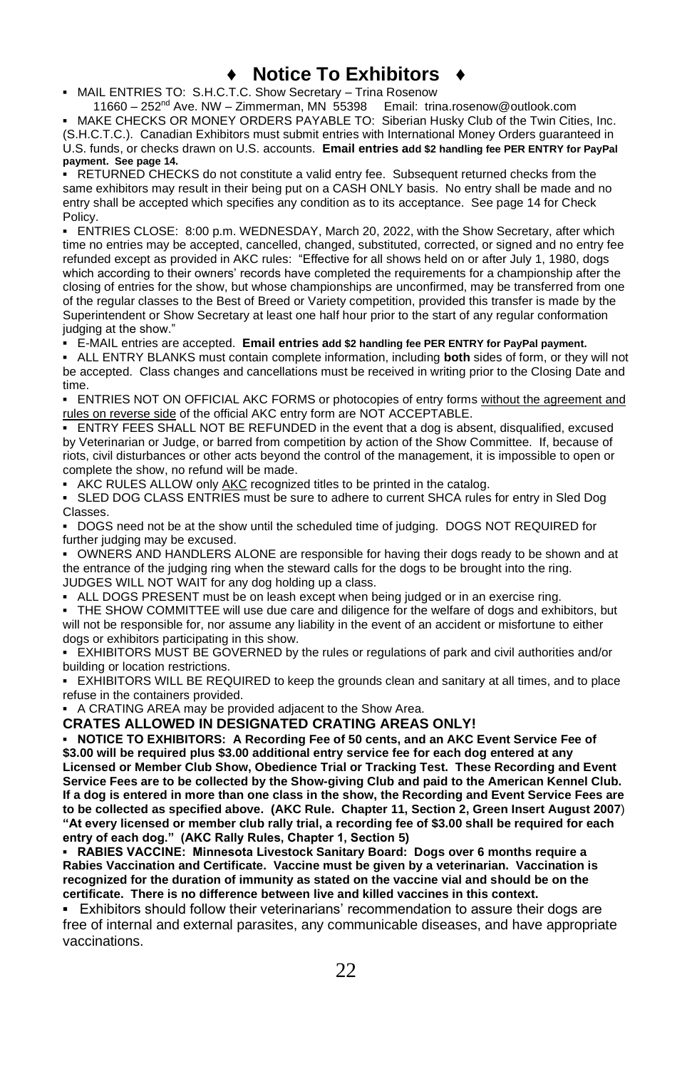# ♦ Notice To Exhibitors ♦

- MAIL ENTRIES TO: S.H.C.T.C. Show Secretary – Trina Rosenow
  11660 – 252nd Ave. NW – Zimmerman, MN 55398 Email: trina.rosenow@outlook.com
- MAKE CHECKS OR MONEY ORDERS PAYABLE TO: Siberian Husky Club of the Twin Cities, Inc. (S.H.C.T.C.). Canadian Exhibitors must submit entries with International Money Orders guaranteed in U.S. funds, or checks drawn on U.S. accounts. **Email entries add $2 handling fee PER ENTRY for PayPal payment. See page 14.**
- RETURNED CHECKS do not constitute a valid entry fee. Subsequent returned checks from the same exhibitors may result in their being put on a CASH ONLY basis. No entry shall be made and no entry shall be accepted which specifies any condition as to its acceptance. See page 14 for Check Policy.
- ENTRIES CLOSE: 8:00 p.m. WEDNESDAY, March 20, 2022, with the Show Secretary, after which time no entries may be accepted, cancelled, changed, substituted, corrected, or signed and no entry fee refunded except as provided in AKC rules: "Effective for all shows held on or after July 1, 1980, dogs which according to their owners' records have completed the requirements for a championship after the closing of entries for the show, but whose championships are unconfirmed, may be transferred from one of the regular classes to the Best of Breed or Variety competition, provided this transfer is made by the Superintendent or Show Secretary at least one half hour prior to the start of any regular conformation judging at the show."
- E-MAIL entries are accepted. **Email entries add $2 handling fee PER ENTRY for PayPal payment.**
- ALL ENTRY BLANKS must contain complete information, including **both** sides of form, or they will not be accepted. Class changes and cancellations must be received in writing prior to the Closing Date and time.
- ENTRIES NOT ON OFFICIAL AKC FORMS or photocopies of entry forms without the agreement and rules on reverse side of the official AKC entry form are NOT ACCEPTABLE.
- ENTRY FEES SHALL NOT BE REFUNDED in the event that a dog is absent, disqualified, excused by Veterinarian or Judge, or barred from competition by action of the Show Committee. If, because of riots, civil disturbances or other acts beyond the control of the management, it is impossible to open or complete the show, no refund will be made.
- AKC RULES ALLOW only AKC recognized titles to be printed in the catalog.
- SLED DOG CLASS ENTRIES must be sure to adhere to current SHCA rules for entry in Sled Dog Classes.
- DOGS need not be at the show until the scheduled time of judging. DOGS NOT REQUIRED for further judging may be excused.
- OWNERS AND HANDLERS ALONE are responsible for having their dogs ready to be shown and at the entrance of the judging ring when the steward calls for the dogs to be brought into the ring. JUDGES WILL NOT WAIT for any dog holding up a class.
- ALL DOGS PRESENT must be on leash except when being judged or in an exercise ring.
- THE SHOW COMMITTEE will use due care and diligence for the welfare of dogs and exhibitors, but will not be responsible for, nor assume any liability in the event of an accident or misfortune to either dogs or exhibitors participating in this show.
- EXHIBITORS MUST BE GOVERNED by the rules or regulations of park and civil authorities and/or building or location restrictions.
- EXHIBITORS WILL BE REQUIRED to keep the grounds clean and sanitary at all times, and to place refuse in the containers provided.
- A CRATING AREA may be provided adjacent to the Show Area.

**CRATES ALLOWED IN DESIGNATED CRATING AREAS ONLY!**

- **NOTICE TO EXHIBITORS: A Recording Fee of 50 cents, and an AKC Event Service Fee of $3.00 will be required plus $3.00 additional entry service fee for each dog entered at any Licensed or Member Club Show, Obedience Trial or Tracking Test. These Recording and Event Service Fees are to be collected by the Show-giving Club and paid to the American Kennel Club. If a dog is entered in more than one class in the show, the Recording and Event Service Fees are to be collected as specified above. (AKC Rule. Chapter 11, Section 2, Green Insert August 2007) "At every licensed or member club rally trial, a recording fee of $3.00 shall be required for each entry of each dog." (AKC Rally Rules, Chapter 1, Section 5)**
- **RABIES VACCINE: Minnesota Livestock Sanitary Board: Dogs over 6 months require a Rabies Vaccination and Certificate. Vaccine must be given by a veterinarian. Vaccination is recognized for the duration of immunity as stated on the vaccine vial and should be on the certificate. There is no difference between live and killed vaccines in this context.**
- Exhibitors should follow their veterinarians' recommendation to assure their dogs are free of internal and external parasites, any communicable diseases, and have appropriate vaccinations.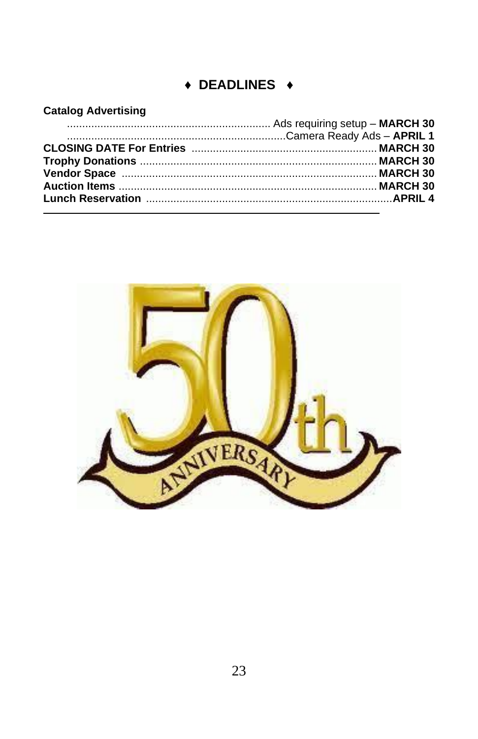## ♦ DEADLINES ♦

**Catalog Advertising**

| | |
|---|---|
| Ads requiring setup | **MARCH 30** |
| Camera Ready Ads | **APRIL 1** |
| **CLOSING DATE For Entries** | **MARCH 30** |
| **Trophy Donations** | **MARCH 30** |
| **Vendor Space** | **MARCH 30** |
| **Auction Items** | **MARCH 30** |
| **Lunch Reservation** | **APRIL 4** |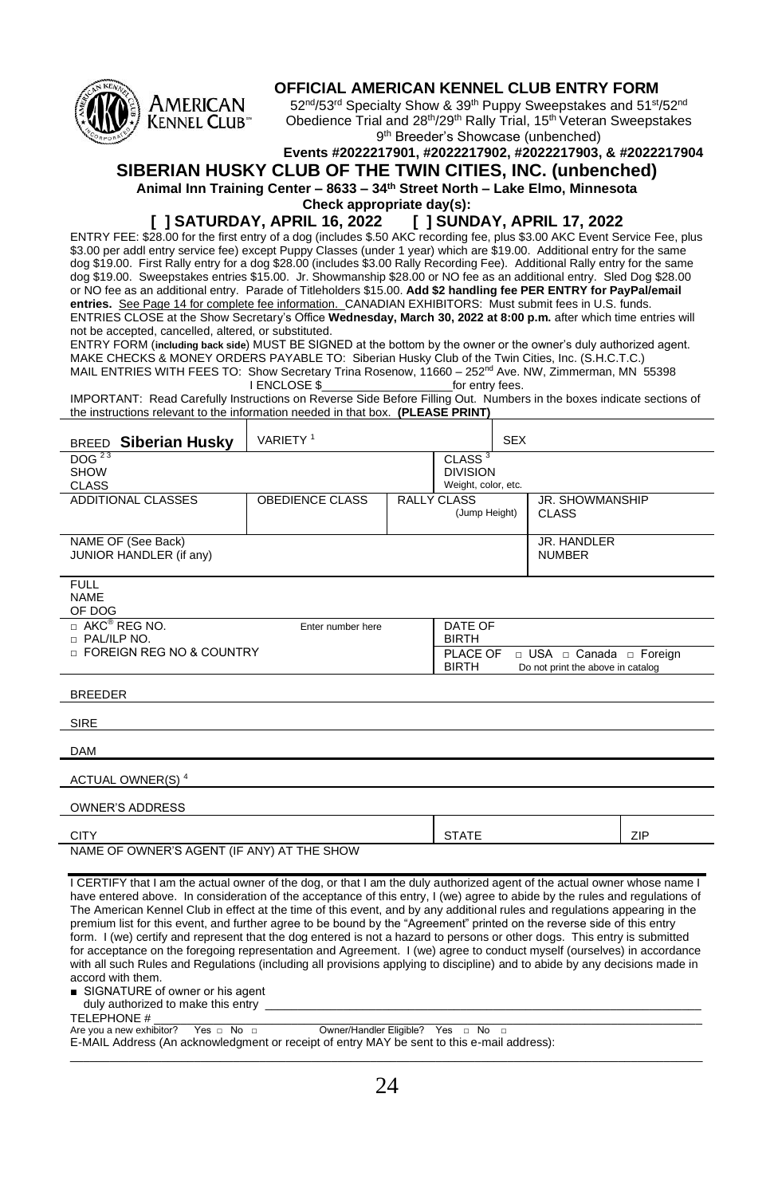**OFFICIAL AMERICAN KENNEL CLUB ENTRY FORM**

52nd/53rd Specialty Show & 39th Puppy Sweepstakes and 51st/52nd Obedience Trial and 28th/29th Rally Trial, 15th Veteran Sweepstakes 9th Breeder's Showcase (unbenched)

**Events #2022217901, #2022217902, #2022217903, & #2022217904**

# SIBERIAN HUSKY CLUB OF THE TWIN CITIES, INC. (unbenched)

**Animal Inn Training Center – 8633 – 34th Street North – Lake Elmo, Minnesota**

**Check appropriate day(s):**

**[ ] SATURDAY, APRIL 16, 2022 [ ] SUNDAY, APRIL 17, 2022**

ENTRY FEE: $28.00 for the first entry of a dog (includes $.50 AKC recording fee, plus $3.00 AKC Event Service Fee, plus $3.00 per addl entry service fee) except Puppy Classes (under 1 year) which are $19.00. Additional entry for the same dog $19.00. First Rally entry for a dog $28.00 (includes $3.00 Rally Recording Fee). Additional Rally entry for the same dog $19.00. Sweepstakes entries $15.00. Jr. Showmanship $28.00 or NO fee as an additional entry. Sled Dog $28.00 or NO fee as an additional entry. Parade of Titleholders $15.00. **Add $2 handling fee PER ENTRY for PayPal/email entries.** See Page 14 for complete fee information. CANADIAN EXHIBITORS: Must submit fees in U.S. funds.

ENTRIES CLOSE at the Show Secretary's Office **Wednesday, March 30, 2022 at 8:00 p.m.** after which time entries will not be accepted, cancelled, altered, or substituted.

ENTRY FORM (**including back side**) MUST BE SIGNED at the bottom by the owner or the owner's duly authorized agent.

MAKE CHECKS & MONEY ORDERS PAYABLE TO: Siberian Husky Club of the Twin Cities, Inc. (S.H.C.T.C.)

MAIL ENTRIES WITH FEES TO: Show Secretary Trina Rosenow, 11660 – 252nd Ave. NW, Zimmerman, MN 55398

I ENCLOSE $\_\_\_\_\_\_\_\_\_\_\_\_\_\_\_\_\_\_\_\_for entry fees.

IMPORTANT: Read Carefully Instructions on Reverse Side Before Filling Out. Numbers in the boxes indicate sections of the instructions relevant to the information needed in that box. **(PLEASE PRINT)**

| BREED **Siberian Husky** | VARIETY [1] | | SEX | |
|---|---|---|---|---|
| DOG [2,3] SHOW CLASS | | CLASS [3] DIVISION Weight, color, etc. | | |
| ADDITIONAL CLASSES | OBEDIENCE CLASS | RALLY CLASS (Jump Height) | JR. SHOWMANSHIP CLASS | |
| NAME OF (See Back) JUNIOR HANDLER (if any) | | | JR. HANDLER NUMBER | |

FULL NAME OF DOG

| □ AKC® REG NO. □ PAL/ILP NO. □ FOREIGN REG NO & COUNTRY | Enter number here | DATE OF BIRTH |
|---|---|---|
| | | PLACE OF BIRTH □ USA □ Canada □ Foreign (Do not print the above in catalog) |

BREEDER

SIRE

DAM

ACTUAL OWNER(S) [4]

OWNER'S ADDRESS

| CITY | STATE | ZIP |
|---|---|---|

NAME OF OWNER'S AGENT (IF ANY) AT THE SHOW

I CERTIFY that I am the actual owner of the dog, or that I am the duly authorized agent of the actual owner whose name I have entered above. In consideration of the acceptance of this entry, I (we) agree to abide by the rules and regulations of The American Kennel Club in effect at the time of this event, and by any additional rules and regulations appearing in the premium list for this event, and further agree to be bound by the "Agreement" printed on the reverse side of this entry form. I (we) certify and represent that the dog entered is not a hazard to persons or other dogs. This entry is submitted for acceptance on the foregoing representation and Agreement. I (we) agree to conduct myself (ourselves) in accordance with all such Rules and Regulations (including all provisions applying to discipline) and to abide by any decisions made in accord with them.

■ SIGNATURE of owner or his agent duly authorized to make this entry \_\_\_\_\_\_\_\_\_\_\_\_\_\_\_\_\_\_\_\_

TELEPHONE # \_\_\_\_\_\_\_\_\_\_\_\_\_\_\_\_\_\_\_\_

Are you a new exhibitor? Yes □ No □ Owner/Handler Eligible? Yes □ No □

E-MAIL Address (An acknowledgment or receipt of entry MAY be sent to this e-mail address):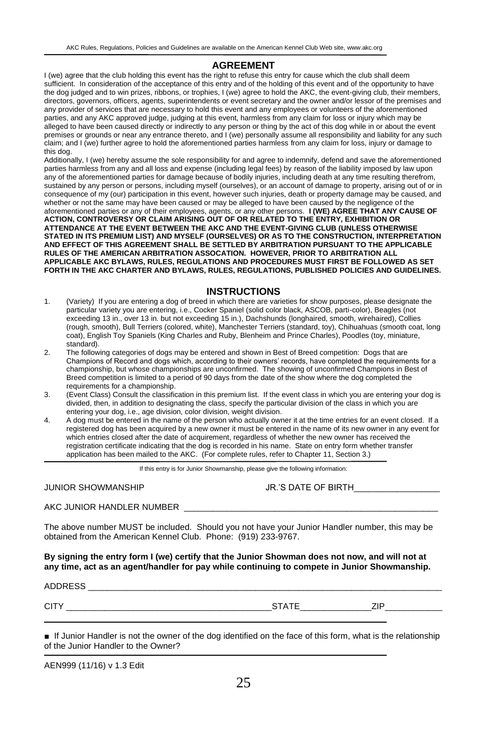AKC Rules, Regulations, Policies and Guidelines are available on the American Kennel Club Web site, www.akc.org

## AGREEMENT

I (we) agree that the club holding this event has the right to refuse this entry for cause which the club shall deem sufficient. In consideration of the acceptance of this entry and of the holding of this event and of the opportunity to have the dog judged and to win prizes, ribbons, or trophies, I (we) agree to hold the AKC, the event-giving club, their members, directors, governors, officers, agents, superintendents or event secretary and the owner and/or lessor of the premises and any provider of services that are necessary to hold this event and any employees or volunteers of the aforementioned parties, and any AKC approved judge, judging at this event, harmless from any claim for loss or injury which may be alleged to have been caused directly or indirectly to any person or thing by the act of this dog while in or about the event premises or grounds or near any entrance thereto, and I (we) personally assume all responsibility and liability for any such claim; and I (we) further agree to hold the aforementioned parties harmless from any claim for loss, injury or damage to this dog.

Additionally, I (we) hereby assume the sole responsibility for and agree to indemnify, defend and save the aforementioned parties harmless from any and all loss and expense (including legal fees) by reason of the liability imposed by law upon any of the aforementioned parties for damage because of bodily injuries, including death at any time resulting therefrom, sustained by any person or persons, including myself (ourselves), or an account of damage to property, arising out of or in consequence of my (our) participation in this event, however such injuries, death or property damage may be caused, and whether or not the same may have been caused or may be alleged to have been caused by the negligence of the aforementioned parties or any of their employees, agents, or any other persons. **I (WE) AGREE THAT ANY CAUSE OF ACTION, CONTROVERSY OR CLAIM ARISING OUT OF OR RELATED TO THE ENTRY, EXHIBITION OR ATTENDANCE AT THE EVENT BETWEEN THE AKC AND THE EVENT-GIVING CLUB (UNLESS OTHERWISE STATED IN ITS PREMIUM LIST) AND MYSELF (OURSELVES) OR AS TO THE CONSTRUCTION, INTERPRETATION AND EFFECT OF THIS AGREEMENT SHALL BE SETTLED BY ARBITRATION PURSUANT TO THE APPLICABLE RULES OF THE AMERICAN ARBITRATION ASSOCATION. HOWEVER, PRIOR TO ARBITRATION ALL APPLICABLE AKC BYLAWS, RULES, REGULATIONS AND PROCEDURES MUST FIRST BE FOLLOWED AS SET FORTH IN THE AKC CHARTER AND BYLAWS, RULES, REGULATIONS, PUBLISHED POLICIES AND GUIDELINES.**

## INSTRUCTIONS

1. (Variety) If you are entering a dog of breed in which there are varieties for show purposes, please designate the particular variety you are entering, i.e., Cocker Spaniel (solid color black, ASCOB, parti-color), Beagles (not exceeding 13 in., over 13 in. but not exceeding 15 in.), Dachshunds (longhaired, smooth, wirehaired), Collies (rough, smooth), Bull Terriers (colored, white), Manchester Terriers (standard, toy), Chihuahuas (smooth coat, long coat), English Toy Spaniels (King Charles and Ruby, Blenheim and Prince Charles), Poodles (toy, miniature, standard).
2. The following categories of dogs may be entered and shown in Best of Breed competition: Dogs that are Champions of Record and dogs which, according to their owners' records, have completed the requirements for a championship, but whose championships are unconfirmed. The showing of unconfirmed Champions in Best of Breed competition is limited to a period of 90 days from the date of the show where the dog completed the requirements for a championship.
3. (Event Class) Consult the classification in this premium list. If the event class in which you are entering your dog is divided, then, in addition to designating the class, specify the particular division of the class in which you are entering your dog, i.e., age division, color division, weight division.
4. A dog must be entered in the name of the person who actually owner it at the time entries for an event closed. If a registered dog has been acquired by a new owner it must be entered in the name of its new owner in any event for which entries closed after the date of acquirement, regardless of whether the new owner has received the registration certificate indicating that the dog is recorded in his name. State on entry form whether transfer application has been mailed to the AKC. (For complete rules, refer to Chapter 11, Section 3.)

If this entry is for Junior Showmanship, please give the following information:

JUNIOR SHOWMANSHIP JR.'S DATE OF BIRTH__________________

AKC JUNIOR HANDLER NUMBER ______________________________________________________

The above number MUST be included. Should you not have your Junior Handler number, this may be obtained from the American Kennel Club. Phone: (919) 233-9767.

**By signing the entry form I (we) certify that the Junior Showman does not now, and will not at any time, act as an agent/handler for pay while continuing to compete in Junior Showmanship.**

ADDRESS ______________________________________________________________________________

CITY __________________________________________STATE_______________ZIP____________

■ If Junior Handler is not the owner of the dog identified on the face of this form, what is the relationship of the Junior Handler to the Owner?

AEN999 (11/16) v 1.3 Edit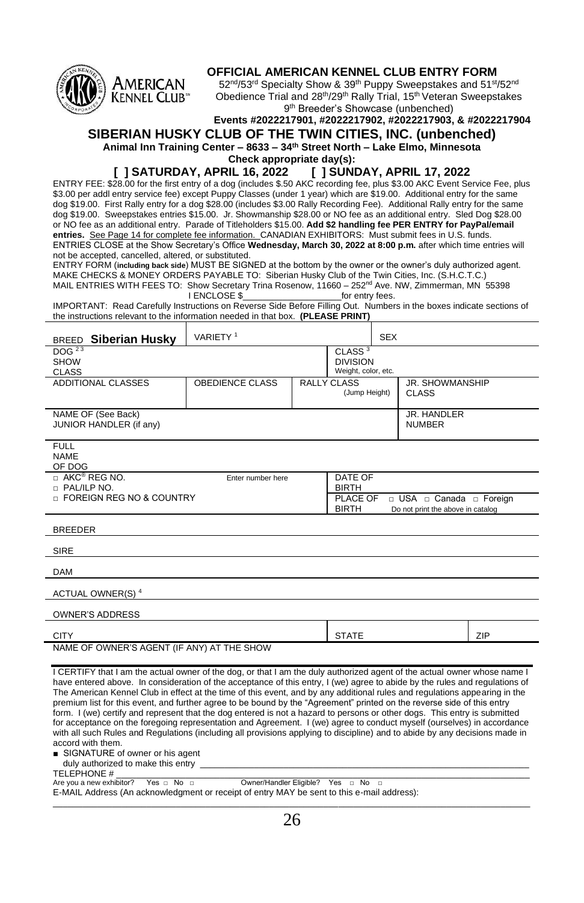# OFFICIAL AMERICAN KENNEL CLUB ENTRY FORM

52nd/53rd Specialty Show & 39th Puppy Sweepstakes and 51st/52nd Obedience Trial and 28th/29th Rally Trial, 15th Veteran Sweepstakes 9th Breeder's Showcase (unbenched)

**Events #2022217901, #2022217902, #2022217903, & #2022217904**

## SIBERIAN HUSKY CLUB OF THE TWIN CITIES, INC. (unbenched)

**Animal Inn Training Center – 8633 – 34th Street North – Lake Elmo, Minnesota**

**Check appropriate day(s):**

**[ ] SATURDAY, APRIL 16, 2022 [ ] SUNDAY, APRIL 17, 2022**

ENTRY FEE: $28.00 for the first entry of a dog (includes $.50 AKC recording fee, plus $3.00 AKC Event Service Fee, plus $3.00 per addl entry service fee) except Puppy Classes (under 1 year) which are $19.00. Additional entry for the same dog $19.00. First Rally entry for a dog $28.00 (includes $3.00 Rally Recording Fee). Additional Rally entry for the same dog $19.00. Sweepstakes entries $15.00. Jr. Showmanship $28.00 or NO fee as an additional entry. Sled Dog $28.00 or NO fee as an additional entry. Parade of Titleholders $15.00. **Add $2 handling fee PER ENTRY for PayPal/email entries.** See Page 14 for complete fee information. CANADIAN EXHIBITORS: Must submit fees in U.S. funds.

ENTRIES CLOSE at the Show Secretary's Office **Wednesday, March 30, 2022 at 8:00 p.m.** after which time entries will not be accepted, cancelled, altered, or substituted.

ENTRY FORM (**including back side**) MUST BE SIGNED at the bottom by the owner or the owner's duly authorized agent.

MAKE CHECKS & MONEY ORDERS PAYABLE TO: Siberian Husky Club of the Twin Cities, Inc. (S.H.C.T.C.)

MAIL ENTRIES WITH FEES TO: Show Secretary Trina Rosenow, 11660 – 252nd Ave. NW, Zimmerman, MN 55398

I ENCLOSE $____________________ for entry fees.

IMPORTANT: Read Carefully Instructions on Reverse Side Before Filling Out. Numbers in the boxes indicate sections of the instructions relevant to the information needed in that box. **(PLEASE PRINT)**

| BREED **Siberian Husky** | VARIETY [1] | | SEX | |
|---|---|---|---|---|
| DOG [2 3] SHOW CLASS | | | CLASS [3] DIVISION Weight, color, etc. | |
| ADDITIONAL CLASSES | OBEDIENCE CLASS | RALLY CLASS (Jump Height) | | JR. SHOWMANSHIP CLASS |
| NAME OF (See Back) JUNIOR HANDLER (if any) | | | | JR. HANDLER NUMBER |

| FULL NAME OF DOG | | | |
|---|---|---|---|
| □ AKC® REG NO. □ PAL/ILP NO. □ FOREIGN REG NO & COUNTRY | Enter number here | DATE OF BIRTH | |
| | | PLACE OF BIRTH | □ USA □ Canada □ Foreign (Do not print the above in catalog) |
| BREEDER | | | |
| SIRE | | | |
| DAM | | | |
| ACTUAL OWNER(S) [4] | | | |
| OWNER'S ADDRESS | | | |
| CITY | | STATE | ZIP |
| NAME OF OWNER'S AGENT (IF ANY) AT THE SHOW | | | |

I CERTIFY that I am the actual owner of the dog, or that I am the duly authorized agent of the actual owner whose name I have entered above. In consideration of the acceptance of this entry, I (we) agree to abide by the rules and regulations of The American Kennel Club in effect at the time of this event, and by any additional rules and regulations appearing in the premium list for this event, and further agree to be bound by the "Agreement" printed on the reverse side of this entry form. I (we) certify and represent that the dog entered is not a hazard to persons or other dogs. This entry is submitted for acceptance on the foregoing representation and Agreement. I (we) agree to conduct myself (ourselves) in accordance with all such Rules and Regulations (including all provisions applying to discipline) and to abide by any decisions made in accord with them.

■ SIGNATURE of owner or his agent duly authorized to make this entry ____________________

TELEPHONE # ____________________

Are you a new exhibitor? Yes □ No □ Owner/Handler Eligible? Yes □ No □

E-MAIL Address (An acknowledgment or receipt of entry MAY be sent to this e-mail address):

____________________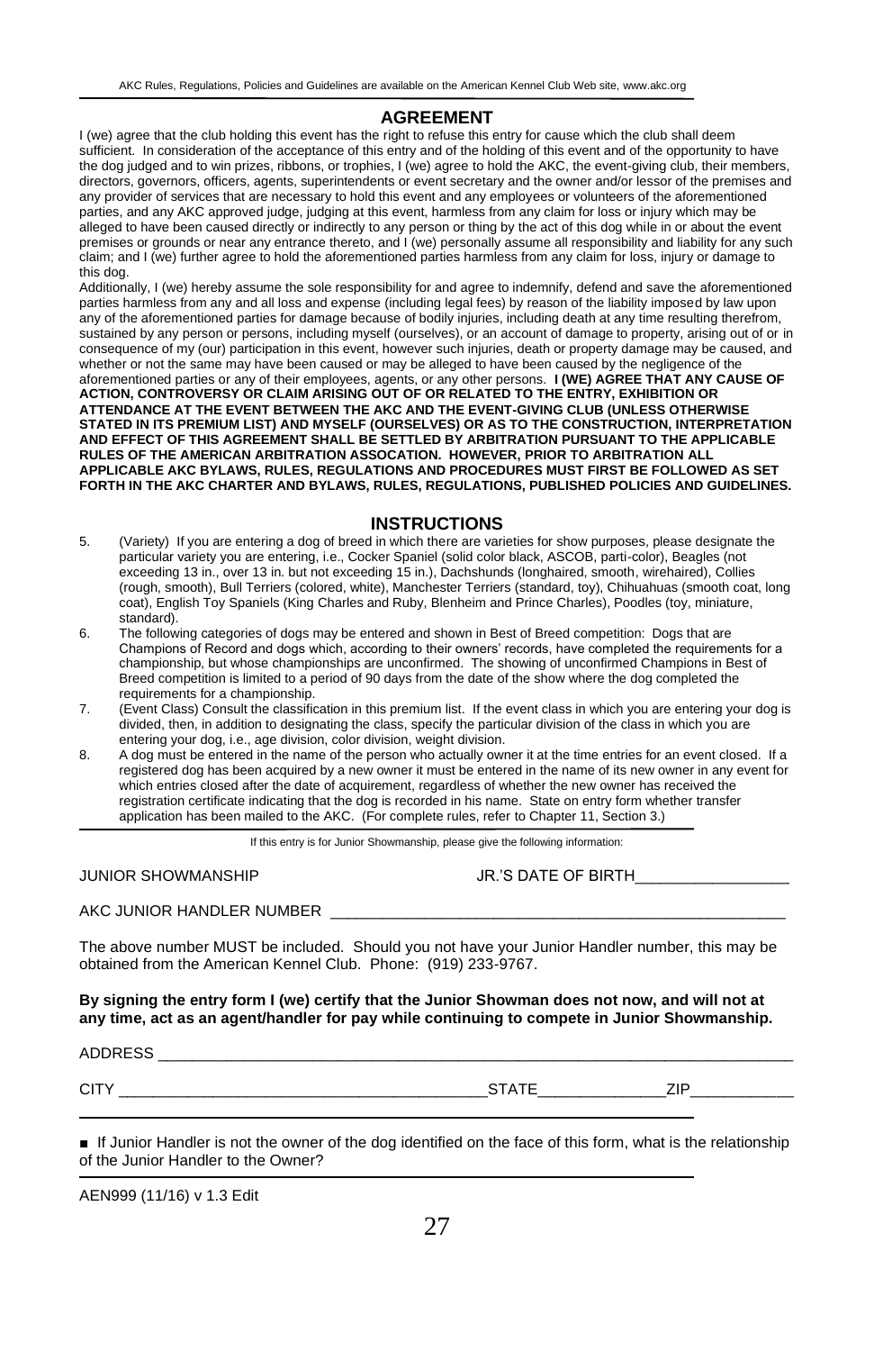AKC Rules, Regulations, Policies and Guidelines are available on the American Kennel Club Web site, www.akc.org

## AGREEMENT

I (we) agree that the club holding this event has the right to refuse this entry for cause which the club shall deem sufficient. In consideration of the acceptance of this entry and of the holding of this event and of the opportunity to have the dog judged and to win prizes, ribbons, or trophies, I (we) agree to hold the AKC, the event-giving club, their members, directors, governors, officers, agents, superintendents or event secretary and the owner and/or lessor of the premises and any provider of services that are necessary to hold this event and any employees or volunteers of the aforementioned parties, and any AKC approved judge, judging at this event, harmless from any claim for loss or injury which may be alleged to have been caused directly or indirectly to any person or thing by the act of this dog while in or about the event premises or grounds or near any entrance thereto, and I (we) personally assume all responsibility and liability for any such claim; and I (we) further agree to hold the aforementioned parties harmless from any claim for loss, injury or damage to this dog.

Additionally, I (we) hereby assume the sole responsibility for and agree to indemnify, defend and save the aforementioned parties harmless from any and all loss and expense (including legal fees) by reason of the liability imposed by law upon any of the aforementioned parties for damage because of bodily injuries, including death at any time resulting therefrom, sustained by any person or persons, including myself (ourselves), or an account of damage to property, arising out of or in consequence of my (our) participation in this event, however such injuries, death or property damage may be caused, and whether or not the same may have been caused or may be alleged to have been caused by the negligence of the aforementioned parties or any of their employees, agents, or any other persons. **I (WE) AGREE THAT ANY CAUSE OF ACTION, CONTROVERSY OR CLAIM ARISING OUT OF OR RELATED TO THE ENTRY, EXHIBITION OR ATTENDANCE AT THE EVENT BETWEEN THE AKC AND THE EVENT-GIVING CLUB (UNLESS OTHERWISE STATED IN ITS PREMIUM LIST) AND MYSELF (OURSELVES) OR AS TO THE CONSTRUCTION, INTERPRETATION AND EFFECT OF THIS AGREEMENT SHALL BE SETTLED BY ARBITRATION PURSUANT TO THE APPLICABLE RULES OF THE AMERICAN ARBITRATION ASSOCATION. HOWEVER, PRIOR TO ARBITRATION ALL APPLICABLE AKC BYLAWS, RULES, REGULATIONS AND PROCEDURES MUST FIRST BE FOLLOWED AS SET FORTH IN THE AKC CHARTER AND BYLAWS, RULES, REGULATIONS, PUBLISHED POLICIES AND GUIDELINES.**

## INSTRUCTIONS

5. (Variety) If you are entering a dog of breed in which there are varieties for show purposes, please designate the particular variety you are entering, i.e., Cocker Spaniel (solid color black, ASCOB, parti-color), Beagles (not exceeding 13 in., over 13 in. but not exceeding 15 in.), Dachshunds (longhaired, smooth, wirehaired), Collies (rough, smooth), Bull Terriers (colored, white), Manchester Terriers (standard, toy), Chihuahuas (smooth coat, long coat), English Toy Spaniels (King Charles and Ruby, Blenheim and Prince Charles), Poodles (toy, miniature, standard).
6. The following categories of dogs may be entered and shown in Best of Breed competition: Dogs that are Champions of Record and dogs which, according to their owners' records, have completed the requirements for a championship, but whose championships are unconfirmed. The showing of unconfirmed Champions in Best of Breed competition is limited to a period of 90 days from the date of the show where the dog completed the requirements for a championship.
7. (Event Class) Consult the classification in this premium list. If the event class in which you are entering your dog is divided, then, in addition to designating the class, specify the particular division of the class in which you are entering your dog, i.e., age division, color division, weight division.
8. A dog must be entered in the name of the person who actually owner it at the time entries for an event closed. If a registered dog has been acquired by a new owner it must be entered in the name of its new owner in any event for which entries closed after the date of acquirement, regardless of whether the new owner has received the registration certificate indicating that the dog is recorded in his name. State on entry form whether transfer application has been mailed to the AKC. (For complete rules, refer to Chapter 11, Section 3.)

If this entry is for Junior Showmanship, please give the following information:

JUNIOR SHOWMANSHIP JR.'S DATE OF BIRTH__________________

AKC JUNIOR HANDLER NUMBER ______________________________________________________

The above number MUST be included. Should you not have your Junior Handler number, this may be obtained from the American Kennel Club. Phone: (919) 233-9767.

**By signing the entry form I (we) certify that the Junior Showman does not now, and will not at any time, act as an agent/handler for pay while continuing to compete in Junior Showmanship.**

ADDRESS ______________________________________________________________________________

CITY ___________________________________________STATE_______________ZIP____________

■ If Junior Handler is not the owner of the dog identified on the face of this form, what is the relationship of the Junior Handler to the Owner?

AEN999 (11/16) v 1.3 Edit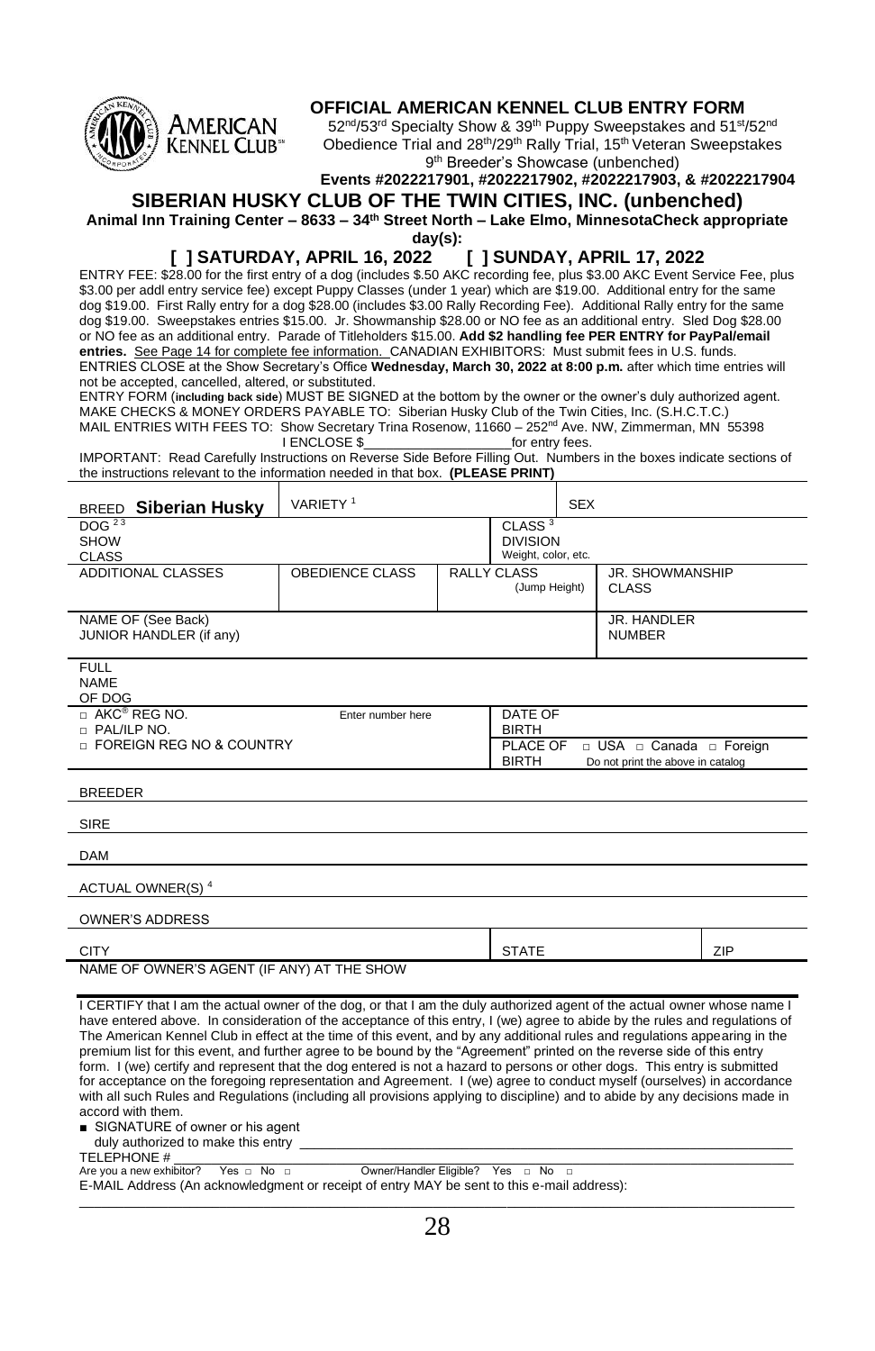AMERICAN KENNEL CLUB

## OFFICIAL AMERICAN KENNEL CLUB ENTRY FORM

52nd/53rd Specialty Show & 39th Puppy Sweepstakes and 51st/52nd Obedience Trial and 28th/29th Rally Trial, 15th Veteran Sweepstakes 9th Breeder's Showcase (unbenched)

**Events #2022217901, #2022217902, #2022217903, & #2022217904**

# SIBERIAN HUSKY CLUB OF THE TWIN CITIES, INC. (unbenched)

**Animal Inn Training Center – 8633 – 34th Street North – Lake Elmo, Minnesota** **Check appropriate day(s):**

## [ ] SATURDAY, APRIL 16, 2022 [ ] SUNDAY, APRIL 17, 2022

ENTRY FEE: $28.00 for the first entry of a dog (includes $.50 AKC recording fee, plus $3.00 AKC Event Service Fee, plus $3.00 per addl entry service fee) except Puppy Classes (under 1 year) which are $19.00. Additional entry for the same dog $19.00. First Rally entry for a dog $28.00 (includes $3.00 Rally Recording Fee). Additional Rally entry for the same dog $19.00. Sweepstakes entries $15.00. Jr. Showmanship $28.00 or NO fee as an additional entry. Sled Dog $28.00 or NO fee as an additional entry. Parade of Titleholders $15.00. **Add $2 handling fee PER ENTRY for PayPal/email entries.** See Page 14 for complete fee information. CANADIAN EXHIBITORS: Must submit fees in U.S. funds.

ENTRIES CLOSE at the Show Secretary's Office **Wednesday, March 30, 2022 at 8:00 p.m.** after which time entries will not be accepted, cancelled, altered, or substituted.

ENTRY FORM (**including back side**) MUST BE SIGNED at the bottom by the owner or the owner's duly authorized agent.

MAKE CHECKS & MONEY ORDERS PAYABLE TO: Siberian Husky Club of the Twin Cities, Inc. (S.H.C.T.C.)

MAIL ENTRIES WITH FEES TO: Show Secretary Trina Rosenow, 11660 – 252nd Ave. NW, Zimmerman, MN 55398

I ENCLOSE $____________________for entry fees.

IMPORTANT: Read Carefully Instructions on Reverse Side Before Filling Out. Numbers in the boxes indicate sections of the instructions relevant to the information needed in that box. **(PLEASE PRINT)**

| BREED **Siberian Husky** | VARIETY [1] | | SEX | |
|---|---|---|---|---|
| DOG [2 3] SHOW CLASS | | CLASS [3] DIVISION Weight, color, etc. | | |
| ADDITIONAL CLASSES | OBEDIENCE CLASS | RALLY CLASS (Jump Height) | JR. SHOWMANSHIP CLASS | |
| NAME OF (See Back) JUNIOR HANDLER (if any) | | | JR. HANDLER NUMBER | |
| FULL NAME OF DOG | | | | |
| □ AKC® REG NO. □ PAL/ILP NO. □ FOREIGN REG NO & COUNTRY | Enter number here | DATE OF BIRTH | | |
| | | PLACE OF BIRTH | □ USA □ Canada □ Foreign Do not print the above in catalog | |
| BREEDER | | | | |
| SIRE | | | | |
| DAM | | | | |
| ACTUAL OWNER(S) [4] | | | | |
| OWNER'S ADDRESS | | | | |
| CITY | | STATE | | ZIP |
| NAME OF OWNER'S AGENT (IF ANY) AT THE SHOW | | | | |

I CERTIFY that I am the actual owner of the dog, or that I am the duly authorized agent of the actual owner whose name I have entered above. In consideration of the acceptance of this entry, I (we) agree to abide by the rules and regulations of The American Kennel Club in effect at the time of this event, and by any additional rules and regulations appearing in the premium list for this event, and further agree to be bound by the "Agreement" printed on the reverse side of this entry form. I (we) certify and represent that the dog entered is not a hazard to persons or other dogs. This entry is submitted for acceptance on the foregoing representation and Agreement. I (we) agree to conduct myself (ourselves) in accordance with all such Rules and Regulations (including all provisions applying to discipline) and to abide by any decisions made in accord with them.

■ SIGNATURE of owner or his agent duly authorized to make this entry ____________________________________________

TELEPHONE # ____________________________________________

Are you a new exhibitor? Yes □ No □ Owner/Handler Eligible? Yes □ No □

E-MAIL Address (An acknowledgment or receipt of entry MAY be sent to this e-mail address):

____________________________________________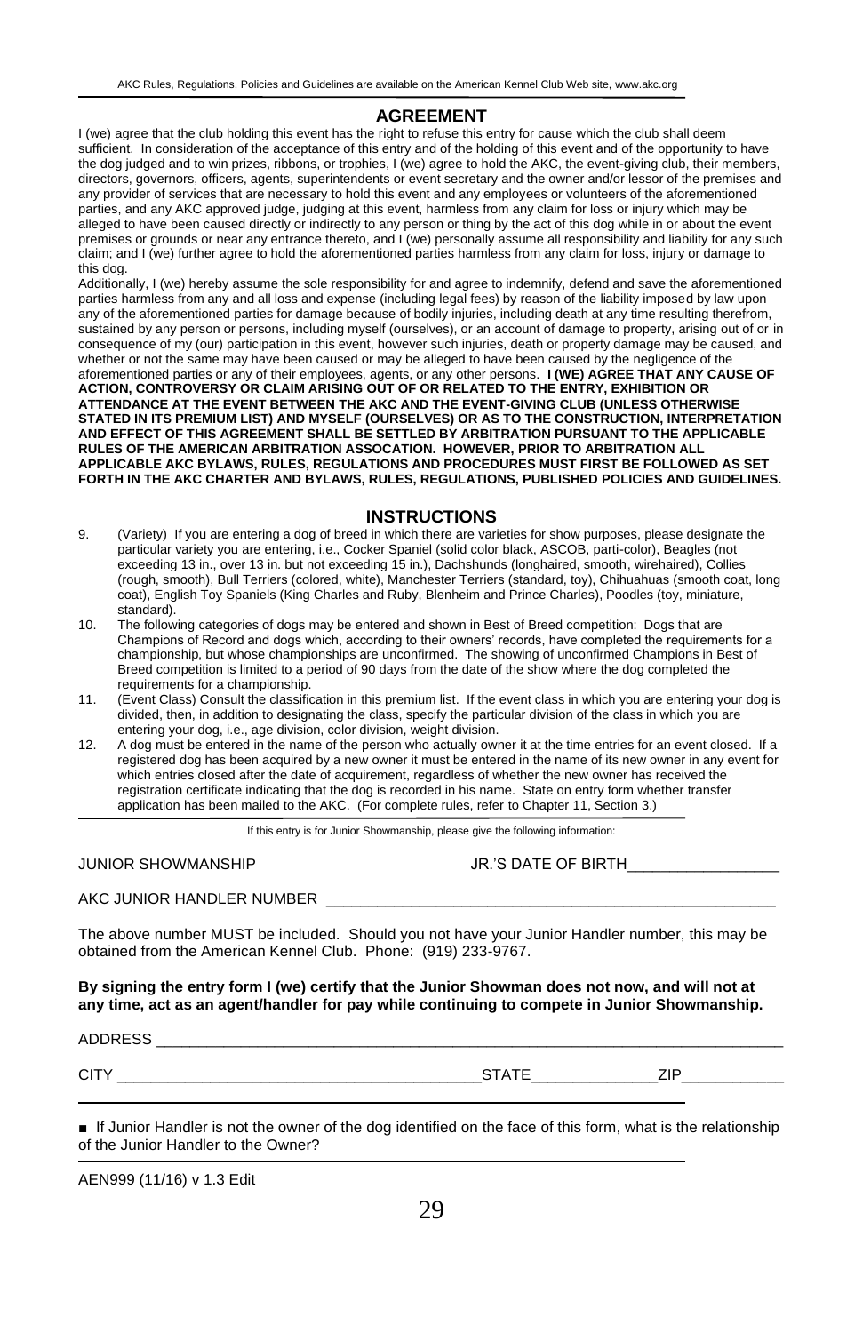AKC Rules, Regulations, Policies and Guidelines are available on the American Kennel Club Web site, www.akc.org

## AGREEMENT

I (we) agree that the club holding this event has the right to refuse this entry for cause which the club shall deem sufficient. In consideration of the acceptance of this entry and of the holding of this event and of the opportunity to have the dog judged and to win prizes, ribbons, or trophies, I (we) agree to hold the AKC, the event-giving club, their members, directors, governors, officers, agents, superintendents or event secretary and the owner and/or lessor of the premises and any provider of services that are necessary to hold this event and any employees or volunteers of the aforementioned parties, and any AKC approved judge, judging at this event, harmless from any claim for loss or injury which may be alleged to have been caused directly or indirectly to any person or thing by the act of this dog while in or about the event premises or grounds or near any entrance thereto, and I (we) personally assume all responsibility and liability for any such claim; and I (we) further agree to hold the aforementioned parties harmless from any claim for loss, injury or damage to this dog.

Additionally, I (we) hereby assume the sole responsibility for and agree to indemnify, defend and save the aforementioned parties harmless from any and all loss and expense (including legal fees) by reason of the liability imposed by law upon any of the aforementioned parties for damage because of bodily injuries, including death at any time resulting therefrom, sustained by any person or persons, including myself (ourselves), or an account of damage to property, arising out of or in consequence of my (our) participation in this event, however such injuries, death or property damage may be caused, and whether or not the same may have been caused or may be alleged to have been caused by the negligence of the aforementioned parties or any of their employees, agents, or any other persons. **I (WE) AGREE THAT ANY CAUSE OF ACTION, CONTROVERSY OR CLAIM ARISING OUT OF OR RELATED TO THE ENTRY, EXHIBITION OR ATTENDANCE AT THE EVENT BETWEEN THE AKC AND THE EVENT-GIVING CLUB (UNLESS OTHERWISE STATED IN ITS PREMIUM LIST) AND MYSELF (OURSELVES) OR AS TO THE CONSTRUCTION, INTERPRETATION AND EFFECT OF THIS AGREEMENT SHALL BE SETTLED BY ARBITRATION PURSUANT TO THE APPLICABLE RULES OF THE AMERICAN ARBITRATION ASSOCATION. HOWEVER, PRIOR TO ARBITRATION ALL APPLICABLE AKC BYLAWS, RULES, REGULATIONS AND PROCEDURES MUST FIRST BE FOLLOWED AS SET FORTH IN THE AKC CHARTER AND BYLAWS, RULES, REGULATIONS, PUBLISHED POLICIES AND GUIDELINES.**

## INSTRUCTIONS

9. (Variety) If you are entering a dog of breed in which there are varieties for show purposes, please designate the particular variety you are entering, i.e., Cocker Spaniel (solid color black, ASCOB, parti-color), Beagles (not exceeding 13 in., over 13 in. but not exceeding 15 in.), Dachshunds (longhaired, smooth, wirehaired), Collies (rough, smooth), Bull Terriers (colored, white), Manchester Terriers (standard, toy), Chihuahuas (smooth coat, long coat), English Toy Spaniels (King Charles and Ruby, Blenheim and Prince Charles), Poodles (toy, miniature, standard).
10. The following categories of dogs may be entered and shown in Best of Breed competition: Dogs that are Champions of Record and dogs which, according to their owners' records, have completed the requirements for a championship, but whose championships are unconfirmed. The showing of unconfirmed Champions in Best of Breed competition is limited to a period of 90 days from the date of the show where the dog completed the requirements for a championship.
11. (Event Class) Consult the classification in this premium list. If the event class in which you are entering your dog is divided, then, in addition to designating the class, specify the particular division of the class in which you are entering your dog, i.e., age division, color division, weight division.
12. A dog must be entered in the name of the person who actually owner it at the time entries for an event closed. If a registered dog has been acquired by a new owner it must be entered in the name of its new owner in any event for which entries closed after the date of acquirement, regardless of whether the new owner has received the registration certificate indicating that the dog is recorded in his name. State on entry form whether transfer application has been mailed to the AKC. (For complete rules, refer to Chapter 11, Section 3.)

If this entry is for Junior Showmanship, please give the following information:

JUNIOR SHOWMANSHIP JR.'S DATE OF BIRTH__________________

AKC JUNIOR HANDLER NUMBER ______________________________________________________

The above number MUST be included. Should you not have your Junior Handler number, this may be obtained from the American Kennel Club. Phone: (919) 233-9767.

**By signing the entry form I (we) certify that the Junior Showman does not now, and will not at any time, act as an agent/handler for pay while continuing to compete in Junior Showmanship.**

ADDRESS ______________________________________________________________________________

CITY __________________________________________STATE_______________ZIP____________

■ If Junior Handler is not the owner of the dog identified on the face of this form, what is the relationship of the Junior Handler to the Owner?

AEN999 (11/16) v 1.3 Edit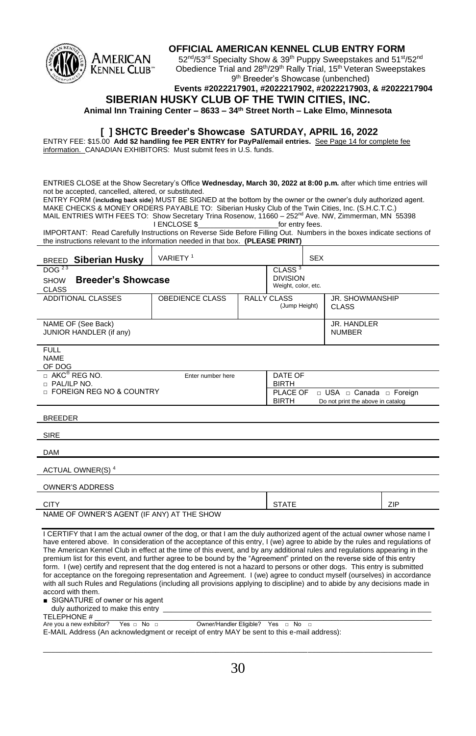# OFFICIAL AMERICAN KENNEL CLUB ENTRY FORM

52nd/53rd Specialty Show & 39th Puppy Sweepstakes and 51st/52nd Obedience Trial and 28th/29th Rally Trial, 15th Veteran Sweepstakes 9th Breeder's Showcase (unbenched)

**Events #2022217901, #2022217902, #2022217903, & #2022217904**

## SIBERIAN HUSKY CLUB OF THE TWIN CITIES, INC.

**Animal Inn Training Center – 8633 – 34th Street North – Lake Elmo, Minnesota**

### [ ] SHCTC Breeder's Showcase SATURDAY, APRIL 16, 2022

ENTRY FEE: $15.00 **Add $2 handling fee PER ENTRY for PayPal/email entries.** See Page 14 for complete fee information. CANADIAN EXHIBITORS: Must submit fees in U.S. funds.

ENTRIES CLOSE at the Show Secretary's Office **Wednesday, March 30, 2022 at 8:00 p.m.** after which time entries will not be accepted, cancelled, altered, or substituted.

ENTRY FORM (**including back side**) MUST BE SIGNED at the bottom by the owner or the owner's duly authorized agent.

MAKE CHECKS & MONEY ORDERS PAYABLE TO: Siberian Husky Club of the Twin Cities, Inc. (S.H.C.T.C.)

MAIL ENTRIES WITH FEES TO: Show Secretary Trina Rosenow, 11660 – 252nd Ave. NW, Zimmerman, MN 55398

I ENCLOSE $____________________for entry fees.

IMPORTANT: Read Carefully Instructions on Reverse Side Before Filling Out. Numbers in the boxes indicate sections of the instructions relevant to the information needed in that box. **(PLEASE PRINT)**

| BREED **Siberian Husky** | VARIETY [1] | | SEX |
|---|---|---|---|
| DOG [2 3] SHOW CLASS **Breeder's Showcase** | | CLASS [3] DIVISION Weight, color, etc. | |
| ADDITIONAL CLASSES | OBEDIENCE CLASS | RALLY CLASS (Jump Height) | JR. SHOWMANSHIP CLASS |
| NAME OF (See Back) JUNIOR HANDLER (if any) | | | JR. HANDLER NUMBER |

FULL NAME OF DOG

| □ AKC® REG NO. □ PAL/ILP NO. □ FOREIGN REG NO & COUNTRY | Enter number here | DATE OF BIRTH<br>PLACE OF BIRTH □ USA □ Canada □ Foreign (Do not print the above in catalog) |
|---|---|---|

BREEDER

SIRE

DAM

ACTUAL OWNER(S) [4]

OWNER'S ADDRESS

| CITY | STATE | ZIP |
|---|---|---|

NAME OF OWNER'S AGENT (IF ANY) AT THE SHOW

I CERTIFY that I am the actual owner of the dog, or that I am the duly authorized agent of the actual owner whose name I have entered above. In consideration of the acceptance of this entry, I (we) agree to abide by the rules and regulations of The American Kennel Club in effect at the time of this event, and by any additional rules and regulations appearing in the premium list for this event, and further agree to be bound by the "Agreement" printed on the reverse side of this entry form. I (we) certify and represent that the dog entered is not a hazard to persons or other dogs. This entry is submitted for acceptance on the foregoing representation and Agreement. I (we) agree to conduct myself (ourselves) in accordance with all such Rules and Regulations (including all provisions applying to discipline) and to abide by any decisions made in accord with them.

■ SIGNATURE of owner or his agent duly authorized to make this entry ____________________

TELEPHONE # ____________________

Are you a new exhibitor? Yes □ No □ Owner/Handler Eligible? Yes □ No □

E-MAIL Address (An acknowledgment or receipt of entry MAY be sent to this e-mail address):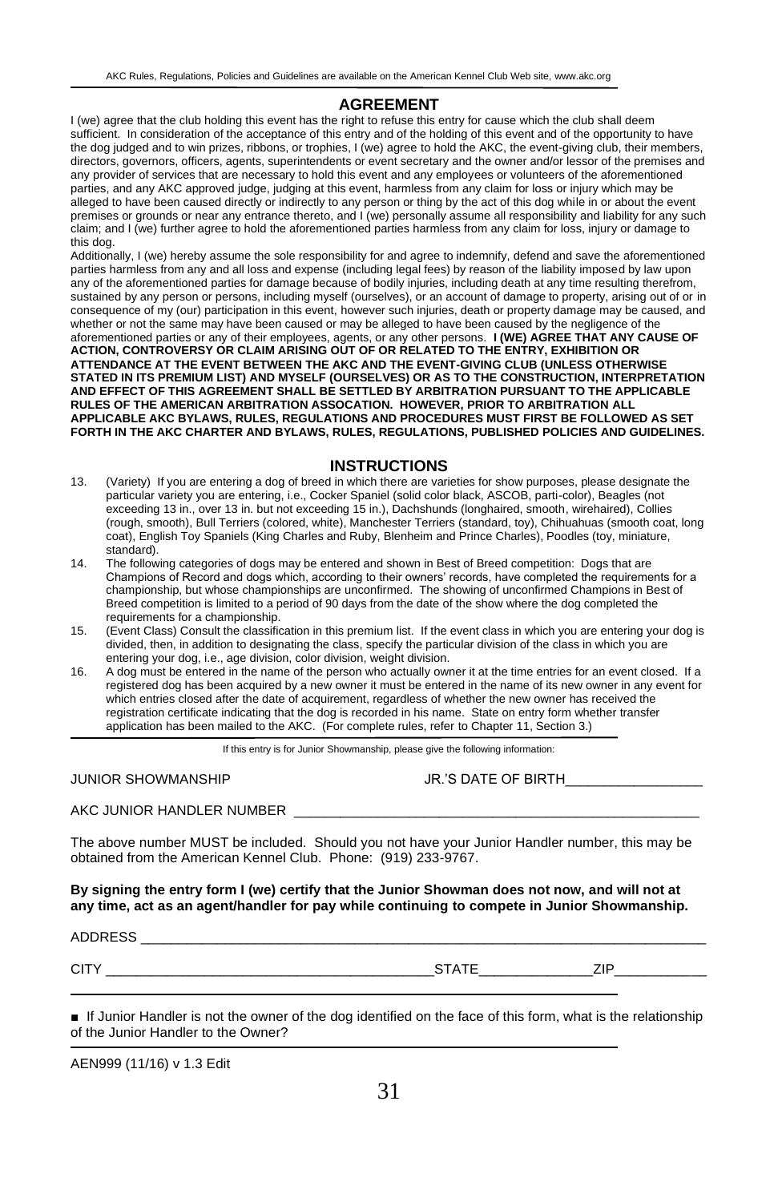AKC Rules, Regulations, Policies and Guidelines are available on the American Kennel Club Web site, www.akc.org

## AGREEMENT

I (we) agree that the club holding this event has the right to refuse this entry for cause which the club shall deem sufficient. In consideration of the acceptance of this entry and of the holding of this event and of the opportunity to have the dog judged and to win prizes, ribbons, or trophies, I (we) agree to hold the AKC, the event-giving club, their members, directors, governors, officers, agents, superintendents or event secretary and the owner and/or lessor of the premises and any provider of services that are necessary to hold this event and any employees or volunteers of the aforementioned parties, and any AKC approved judge, judging at this event, harmless from any claim for loss or injury which may be alleged to have been caused directly or indirectly to any person or thing by the act of this dog while in or about the event premises or grounds or near any entrance thereto, and I (we) personally assume all responsibility and liability for any such claim; and I (we) further agree to hold the aforementioned parties harmless from any claim for loss, injury or damage to this dog.

Additionally, I (we) hereby assume the sole responsibility for and agree to indemnify, defend and save the aforementioned parties harmless from any and all loss and expense (including legal fees) by reason of the liability imposed by law upon any of the aforementioned parties for damage because of bodily injuries, including death at any time resulting therefrom, sustained by any person or persons, including myself (ourselves), or an account of damage to property, arising out of or in consequence of my (our) participation in this event, however such injuries, death or property damage may be caused, and whether or not the same may have been caused or may be alleged to have been caused by the negligence of the aforementioned parties or any of their employees, agents, or any other persons. **I (WE) AGREE THAT ANY CAUSE OF ACTION, CONTROVERSY OR CLAIM ARISING OUT OF OR RELATED TO THE ENTRY, EXHIBITION OR ATTENDANCE AT THE EVENT BETWEEN THE AKC AND THE EVENT-GIVING CLUB (UNLESS OTHERWISE STATED IN ITS PREMIUM LIST) AND MYSELF (OURSELVES) OR AS TO THE CONSTRUCTION, INTERPRETATION AND EFFECT OF THIS AGREEMENT SHALL BE SETTLED BY ARBITRATION PURSUANT TO THE APPLICABLE RULES OF THE AMERICAN ARBITRATION ASSOCATION. HOWEVER, PRIOR TO ARBITRATION ALL APPLICABLE AKC BYLAWS, RULES, REGULATIONS AND PROCEDURES MUST FIRST BE FOLLOWED AS SET FORTH IN THE AKC CHARTER AND BYLAWS, RULES, REGULATIONS, PUBLISHED POLICIES AND GUIDELINES.**

## INSTRUCTIONS

13. (Variety) If you are entering a dog of breed in which there are varieties for show purposes, please designate the particular variety you are entering, i.e., Cocker Spaniel (solid color black, ASCOB, parti-color), Beagles (not exceeding 13 in., over 13 in. but not exceeding 15 in.), Dachshunds (longhaired, smooth, wirehaired), Collies (rough, smooth), Bull Terriers (colored, white), Manchester Terriers (standard, toy), Chihuahuas (smooth coat, long coat), English Toy Spaniels (King Charles and Ruby, Blenheim and Prince Charles), Poodles (toy, miniature, standard).
14. The following categories of dogs may be entered and shown in Best of Breed competition: Dogs that are Champions of Record and dogs which, according to their owners' records, have completed the requirements for a championship, but whose championships are unconfirmed. The showing of unconfirmed Champions in Best of Breed competition is limited to a period of 90 days from the date of the show where the dog completed the requirements for a championship.
15. (Event Class) Consult the classification in this premium list. If the event class in which you are entering your dog is divided, then, in addition to designating the class, specify the particular division of the class in which you are entering your dog, i.e., age division, color division, weight division.
16. A dog must be entered in the name of the person who actually owner it at the time entries for an event closed. If a registered dog has been acquired by a new owner it must be entered in the name of its new owner in any event for which entries closed after the date of acquirement, regardless of whether the new owner has received the registration certificate indicating that the dog is recorded in his name. State on entry form whether transfer application has been mailed to the AKC. (For complete rules, refer to Chapter 11, Section 3.)

If this entry is for Junior Showmanship, please give the following information:

JUNIOR SHOWMANSHIP JR.'S DATE OF BIRTH__________________

AKC JUNIOR HANDLER NUMBER ______________________________________________________

The above number MUST be included. Should you not have your Junior Handler number, this may be obtained from the American Kennel Club. Phone: (919) 233-9767.

**By signing the entry form I (we) certify that the Junior Showman does not now, and will not at any time, act as an agent/handler for pay while continuing to compete in Junior Showmanship.**

ADDRESS ______________________________________________________________________________

CITY __________________________________________STATE_______________ZIP____________

■ If Junior Handler is not the owner of the dog identified on the face of this form, what is the relationship of the Junior Handler to the Owner?

AEN999 (11/16) v 1.3 Edit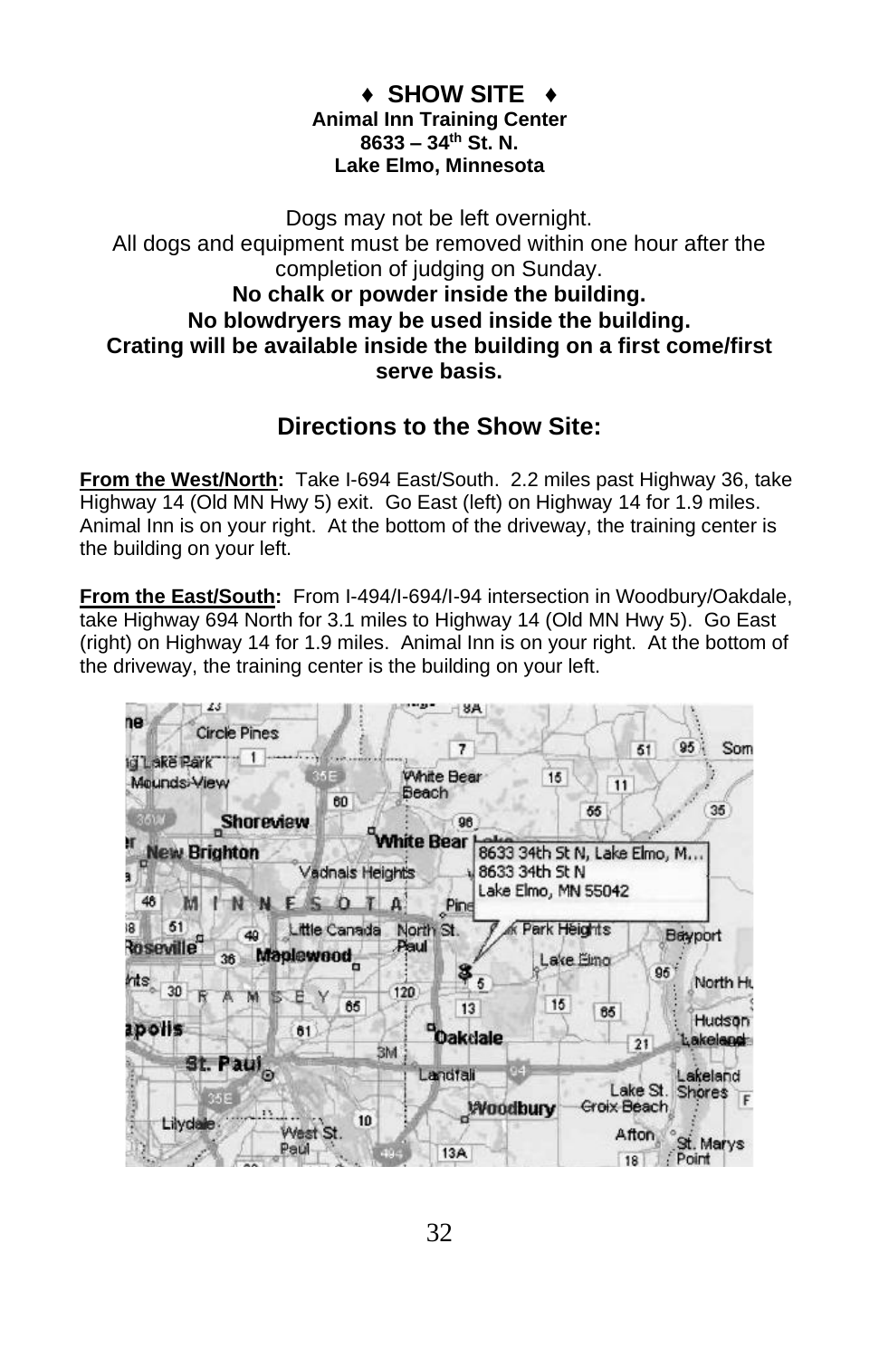## ♦ SHOW SITE ♦

**Animal Inn Training Center**
**8633 – 34th St. N.**
**Lake Elmo, Minnesota**

Dogs may not be left overnight.
All dogs and equipment must be removed within one hour after the completion of judging on Sunday.
**No chalk or powder inside the building.**
**No blowdryers may be used inside the building.**
**Crating will be available inside the building on a first come/first serve basis.**

## Directions to the Show Site:

**From the West/North:** Take I-694 East/South. 2.2 miles past Highway 36, take Highway 14 (Old MN Hwy 5) exit. Go East (left) on Highway 14 for 1.9 miles. Animal Inn is on your right. At the bottom of the driveway, the training center is the building on your left.

**From the East/South:** From I-494/I-694/I-94 intersection in Woodbury/Oakdale, take Highway 694 North for 3.1 miles to Highway 14 (Old MN Hwy 5). Go East (right) on Highway 14 for 1.9 miles. Animal Inn is on your right. At the bottom of the driveway, the training center is the building on your left.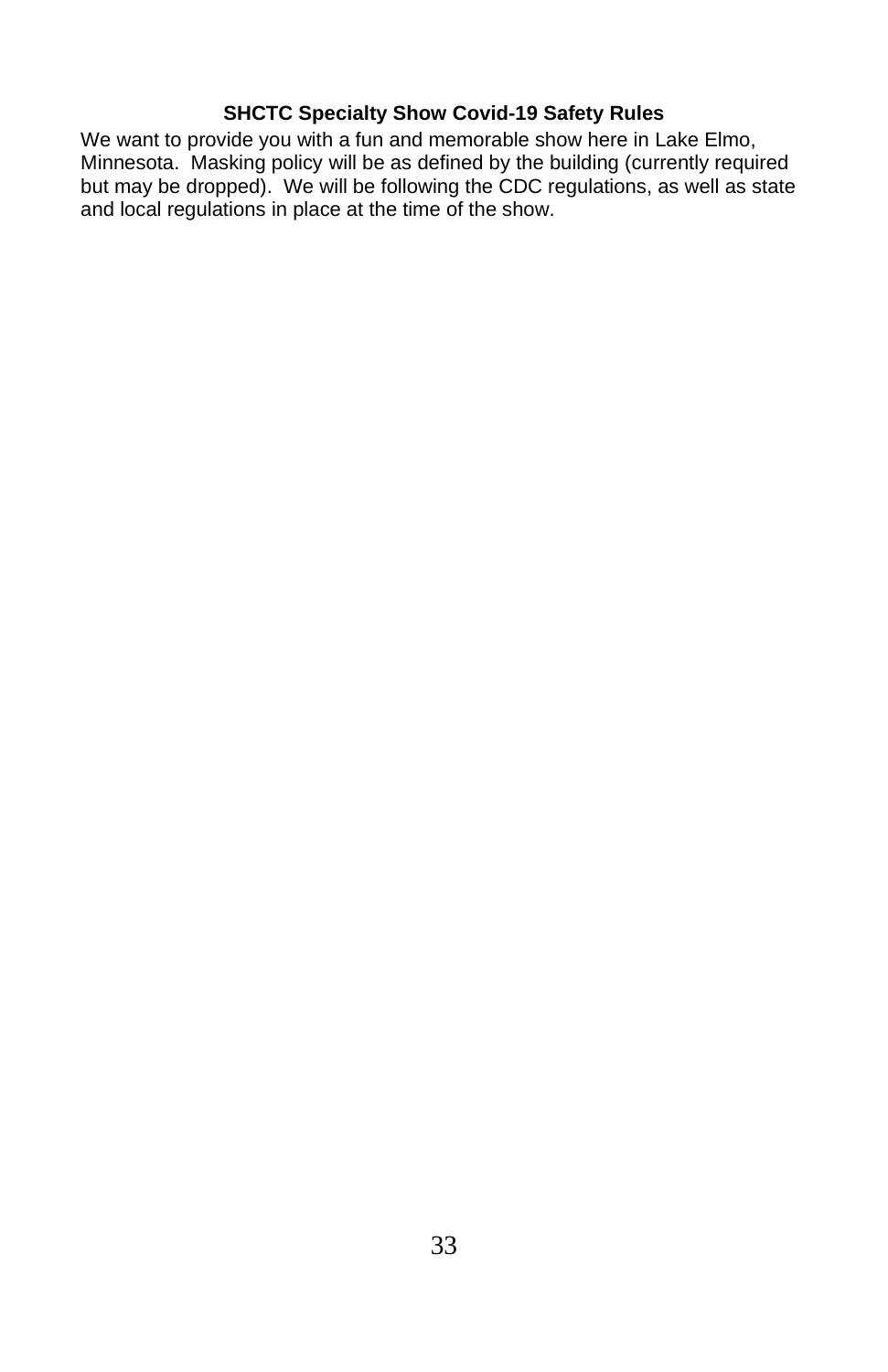## SHCTC Specialty Show Covid-19 Safety Rules

We want to provide you with a fun and memorable show here in Lake Elmo, Minnesota. Masking policy will be as defined by the building (currently required but may be dropped). We will be following the CDC regulations, as well as state and local regulations in place at the time of the show.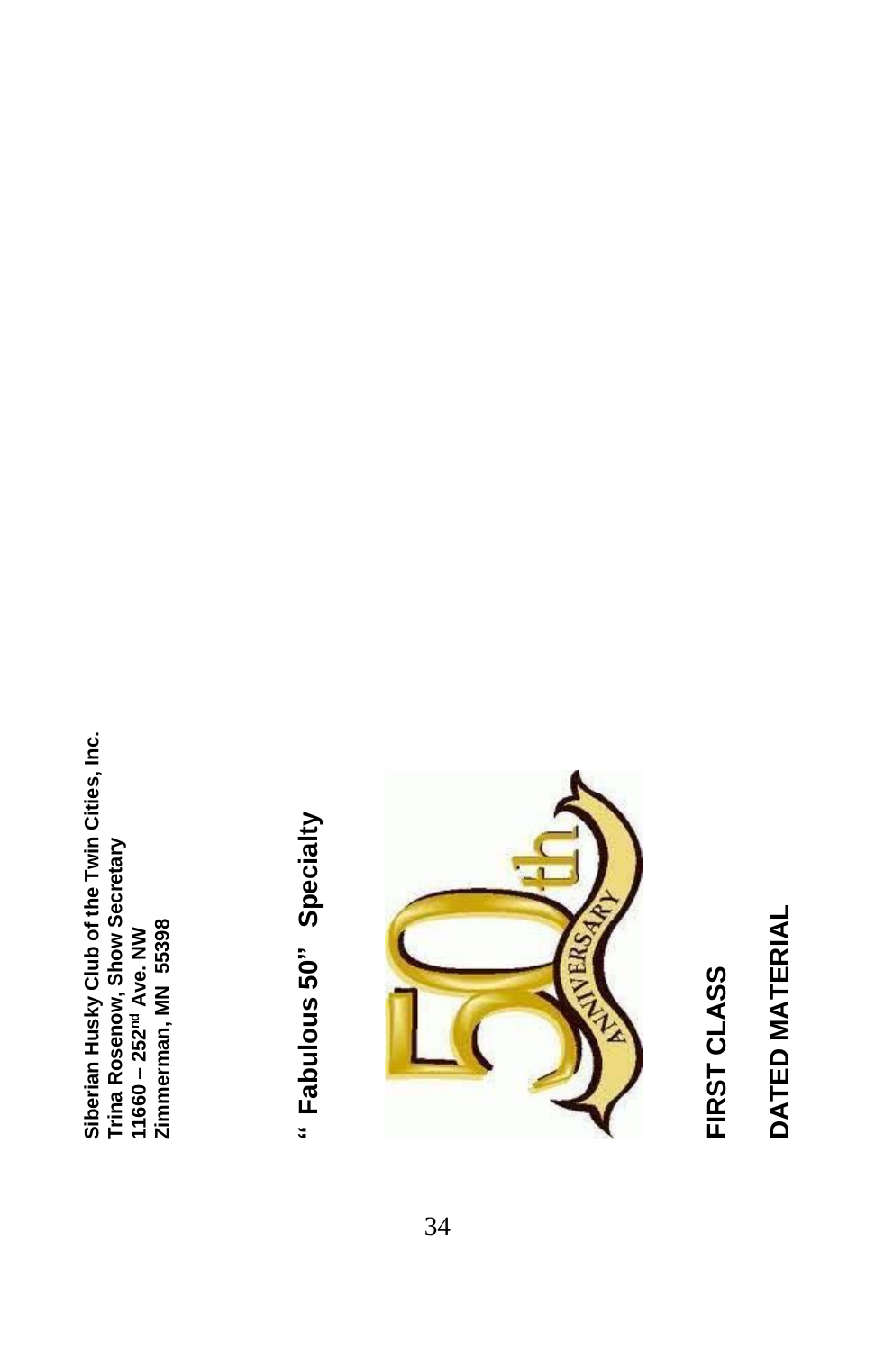**Siberian Husky Club of the Twin Cities, Inc.**
**Trina Rosenow, Show Secretary**
**11660 – 252nd Ave. NW**
**Zimmerman, MN 55398**

**" Fabulous 50" Specialty**

50th ANNIVERSARY

**FIRST CLASS**

**DATED MATERIAL**